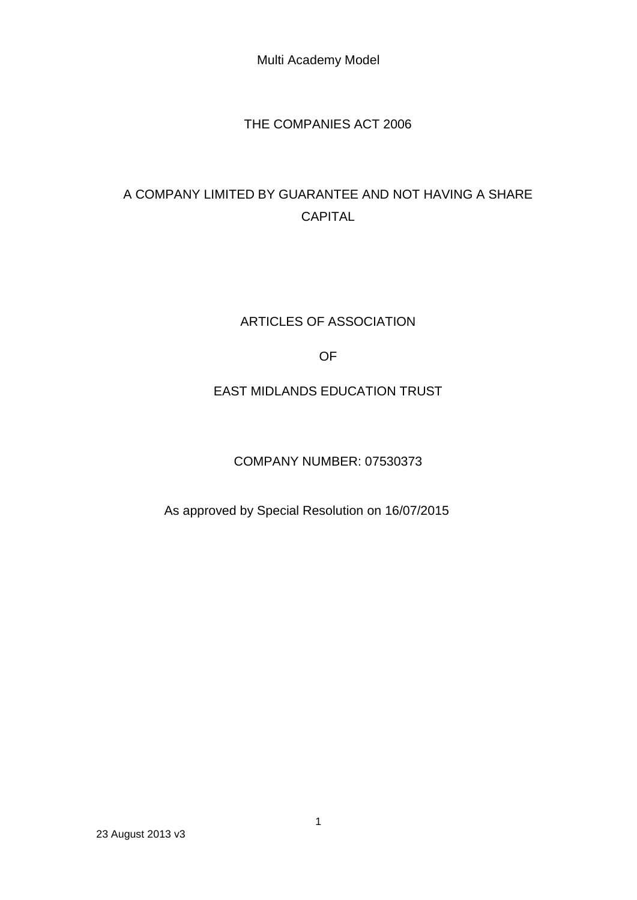Multi Academy Model

THE COMPANIES ACT 2006

A COMPANY LIMITED BY GUARANTEE AND NOT HAVING A SHARE CAPITAL

# ARTICLES OF ASSOCIATION

OF

EAST MIDLANDS EDUCATION TRUST

COMPANY NUMBER: 07530373

As approved by Special Resolution on 16/07/2015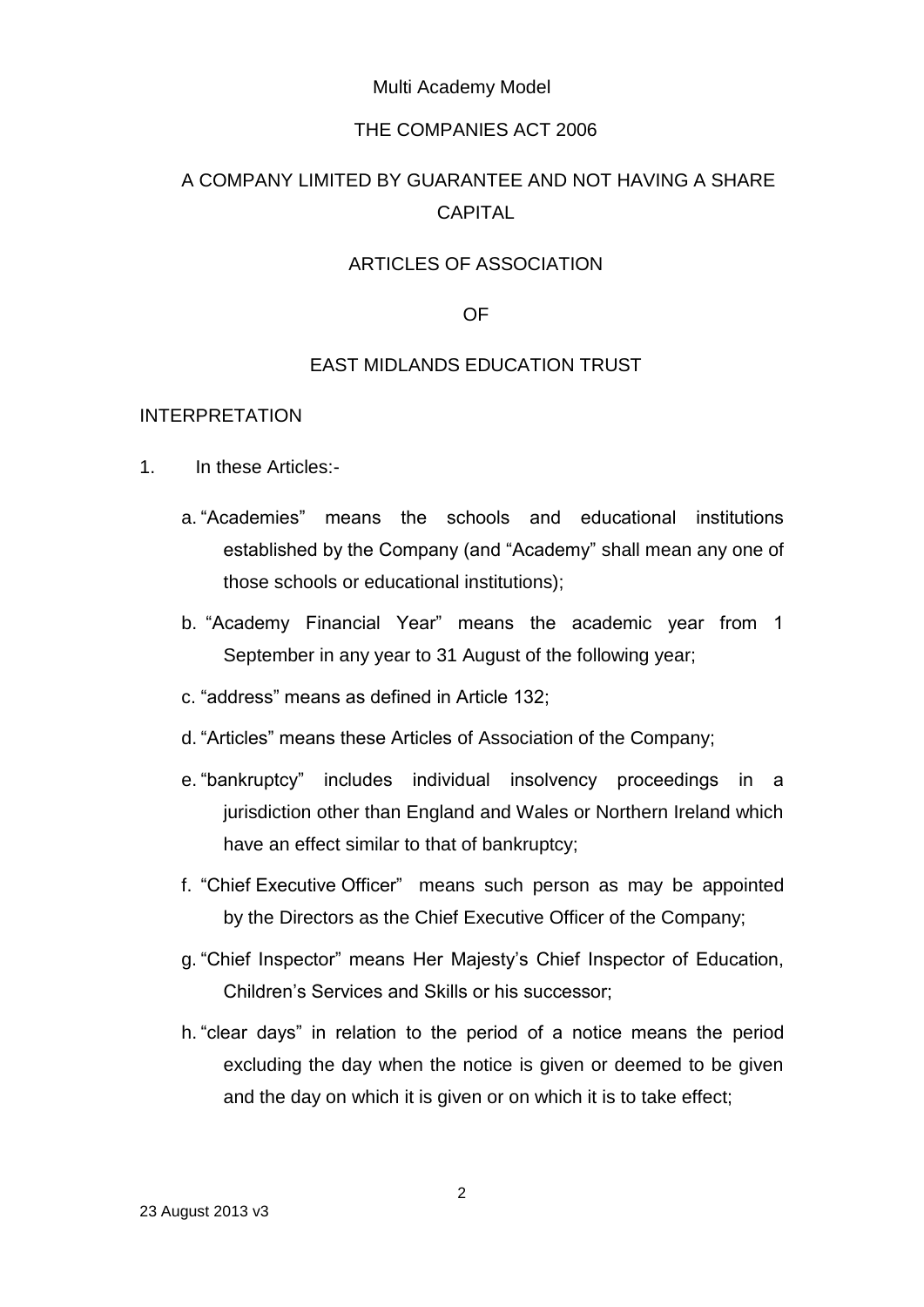Multi Academy Model

THE COMPANIES ACT 2006

A COMPANY LIMITED BY GUARANTEE AND NOT HAVING A SHARE CAPITAL

# ARTICLES OF ASSOCIATION

OF

# EAST MIDLANDS EDUCATION TRUST

## INTERPRETATION

1. In these Articles:-

   a. "Academies" means the schools and educational institutions established by the Company (and "Academy" shall mean any one of those schools or educational institutions);

   b. "Academy Financial Year" means the academic year from 1 September in any year to 31 August of the following year;

   c. "address" means as defined in Article 132;

   d. "Articles" means these Articles of Association of the Company;

   e. "bankruptcy" includes individual insolvency proceedings in a jurisdiction other than England and Wales or Northern Ireland which have an effect similar to that of bankruptcy;

   f. "Chief Executive Officer" means such person as may be appointed by the Directors as the Chief Executive Officer of the Company;

   g. "Chief Inspector" means Her Majesty's Chief Inspector of Education, Children's Services and Skills or his successor;

   h. "clear days" in relation to the period of a notice means the period excluding the day when the notice is given or deemed to be given and the day on which it is given or on which it is to take effect;

23 August 2013 v3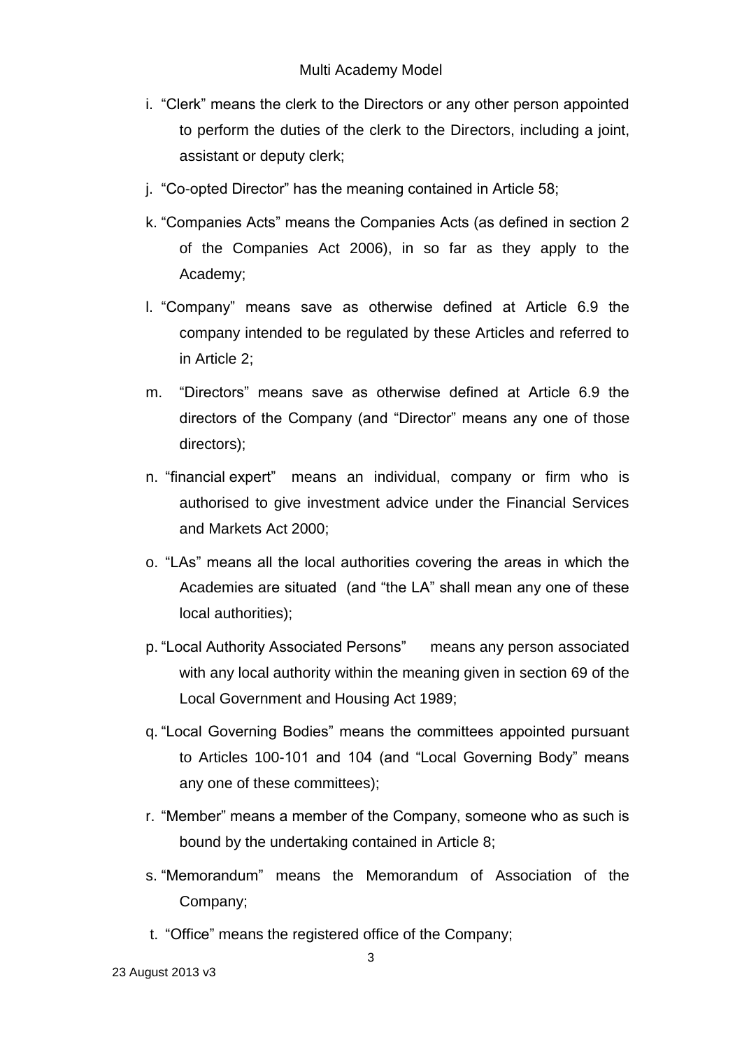i. "Clerk" means the clerk to the Directors or any other person appointed to perform the duties of the clerk to the Directors, including a joint, assistant or deputy clerk;

j. "Co-opted Director" has the meaning contained in Article 58;

k. "Companies Acts" means the Companies Acts (as defined in section 2 of the Companies Act 2006), in so far as they apply to the Academy;

l. "Company" means save as otherwise defined at Article 6.9 the company intended to be regulated by these Articles and referred to in Article 2;

m. "Directors" means save as otherwise defined at Article 6.9 the directors of the Company (and "Director" means any one of those directors);

n. "financial expert" means an individual, company or firm who is authorised to give investment advice under the Financial Services and Markets Act 2000;

o. "LAs" means all the local authorities covering the areas in which the Academies are situated (and "the LA" shall mean any one of these local authorities);

p. "Local Authority Associated Persons" means any person associated with any local authority within the meaning given in section 69 of the Local Government and Housing Act 1989;

q. "Local Governing Bodies" means the committees appointed pursuant to Articles 100-101 and 104 (and "Local Governing Body" means any one of these committees);

r. "Member" means a member of the Company, someone who as such is bound by the undertaking contained in Article 8;

s. "Memorandum" means the Memorandum of Association of the Company;

t. "Office" means the registered office of the Company;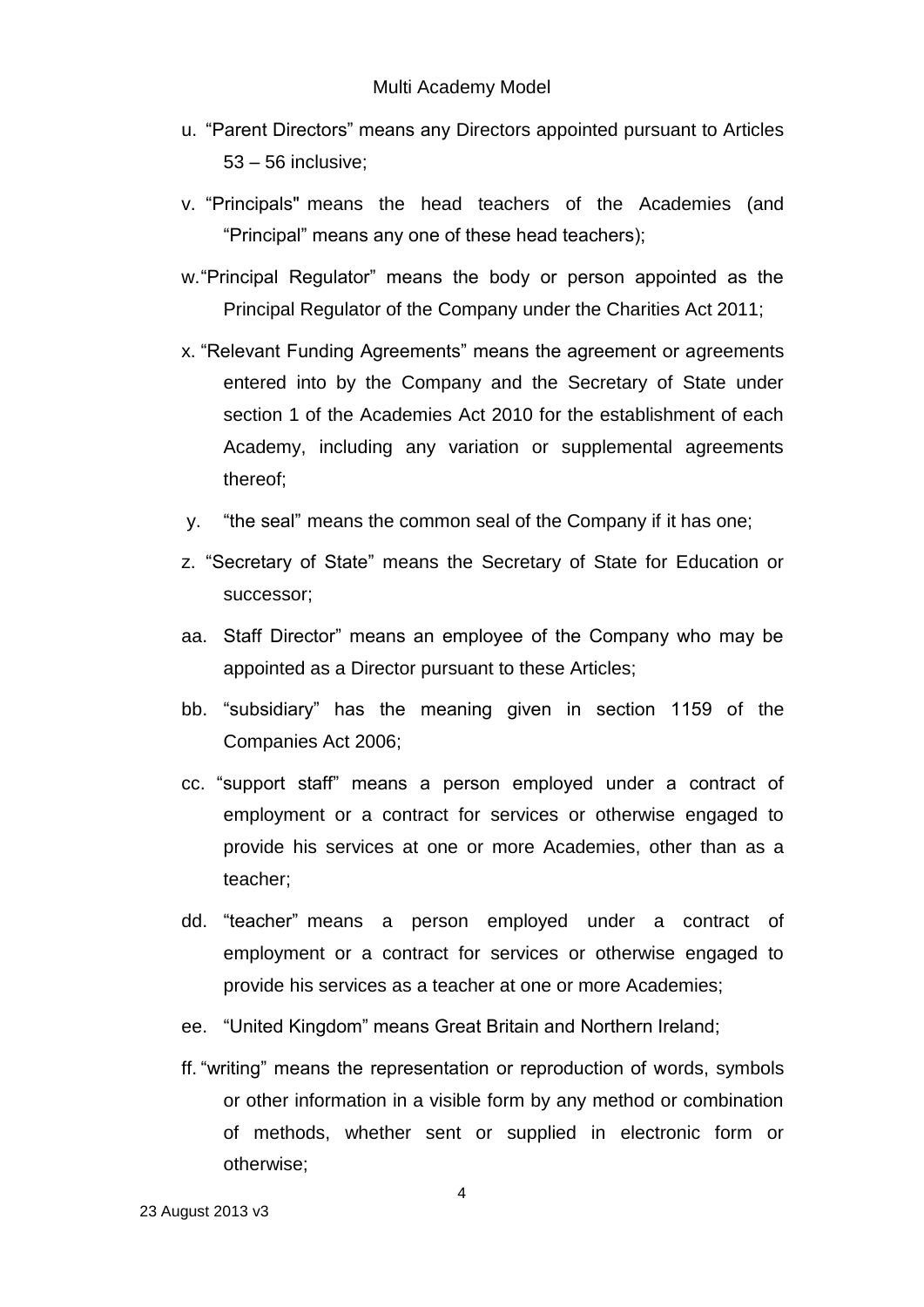u. “Parent Directors” means any Directors appointed pursuant to Articles 53 – 56 inclusive;

v. “Principals" means the head teachers of the Academies (and “Principal” means any one of these head teachers);

w. “Principal Regulator” means the body or person appointed as the Principal Regulator of the Company under the Charities Act 2011;

x. “Relevant Funding Agreements” means the agreement or agreements entered into by the Company and the Secretary of State under section 1 of the Academies Act 2010 for the establishment of each Academy, including any variation or supplemental agreements thereof;

y. “the seal” means the common seal of the Company if it has one;

z. “Secretary of State” means the Secretary of State for Education or successor;

aa. Staff Director” means an employee of the Company who may be appointed as a Director pursuant to these Articles;

bb. “subsidiary” has the meaning given in section 1159 of the Companies Act 2006;

cc. “support staff” means a person employed under a contract of employment or a contract for services or otherwise engaged to provide his services at one or more Academies, other than as a teacher;

dd. “teacher” means a person employed under a contract of employment or a contract for services or otherwise engaged to provide his services as a teacher at one or more Academies;

ee. “United Kingdom” means Great Britain and Northern Ireland;

ff. “writing” means the representation or reproduction of words, symbols or other information in a visible form by any method or combination of methods, whether sent or supplied in electronic form or otherwise;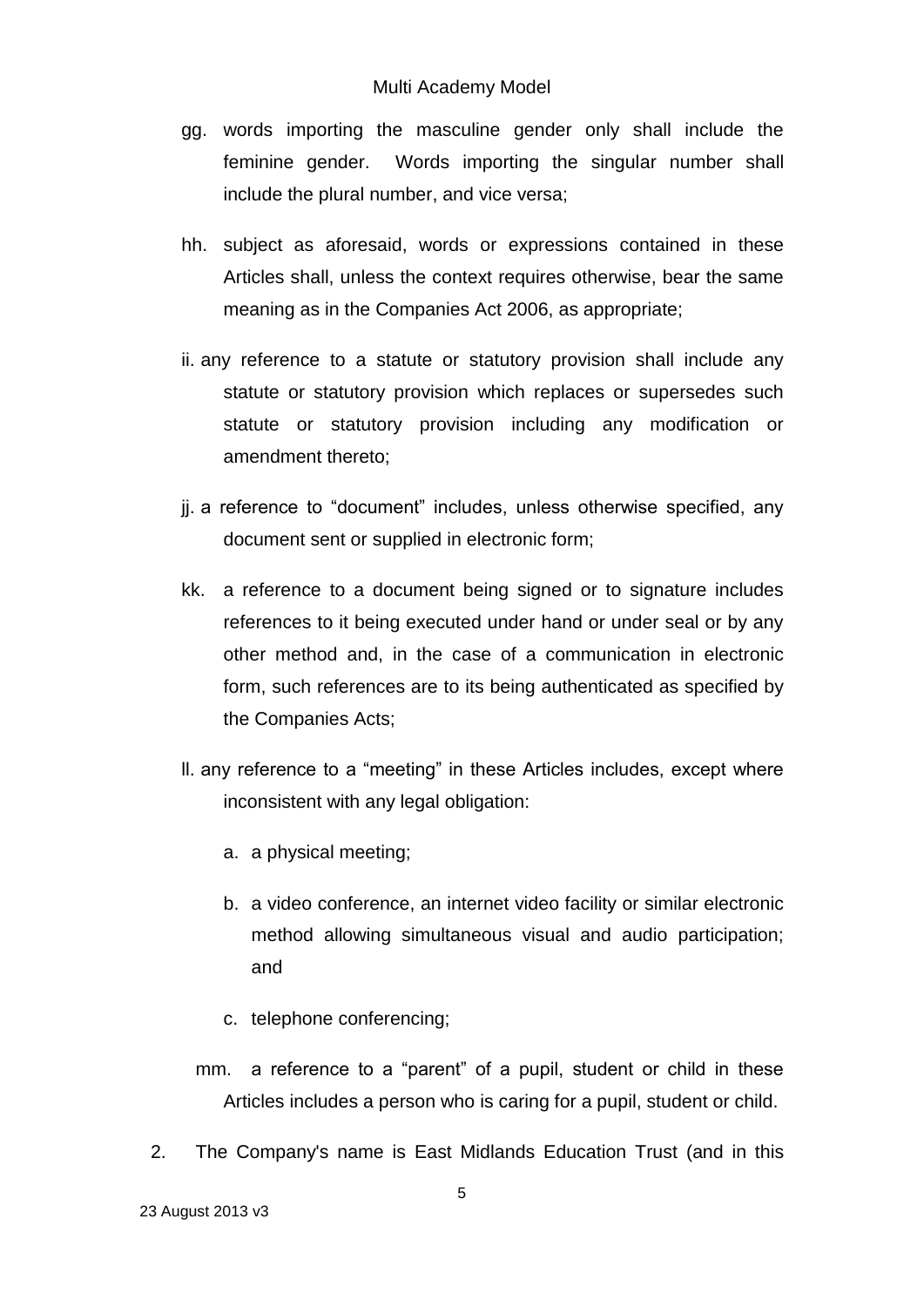gg. words importing the masculine gender only shall include the feminine gender. Words importing the singular number shall include the plural number, and vice versa;

hh. subject as aforesaid, words or expressions contained in these Articles shall, unless the context requires otherwise, bear the same meaning as in the Companies Act 2006, as appropriate;

ii. any reference to a statute or statutory provision shall include any statute or statutory provision which replaces or supersedes such statute or statutory provision including any modification or amendment thereto;

jj. a reference to “document” includes, unless otherwise specified, any document sent or supplied in electronic form;

kk. a reference to a document being signed or to signature includes references to it being executed under hand or under seal or by any other method and, in the case of a communication in electronic form, such references are to its being authenticated as specified by the Companies Acts;

ll. any reference to a “meeting” in these Articles includes, except where inconsistent with any legal obligation:

   a. a physical meeting;

   b. a video conference, an internet video facility or similar electronic method allowing simultaneous visual and audio participation; and

   c. telephone conferencing;

mm. a reference to a “parent” of a pupil, student or child in these Articles includes a person who is caring for a pupil, student or child.

2. The Company's name is East Midlands Education Trust (and in this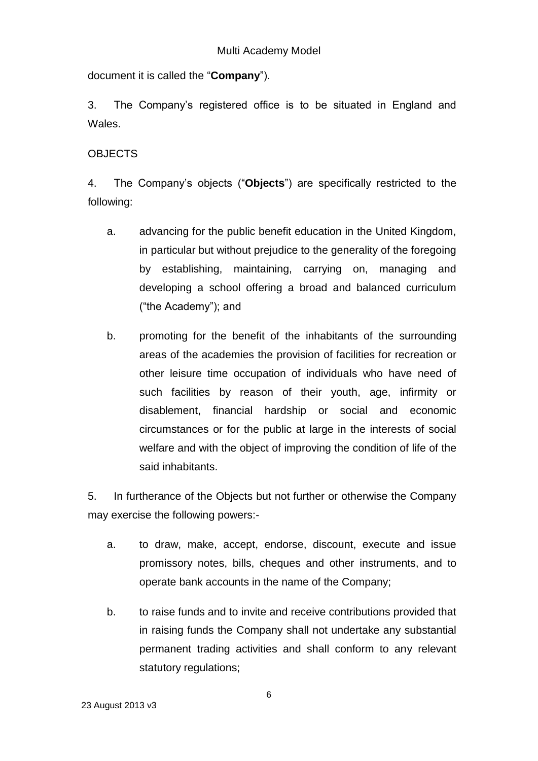document it is called the "**Company**").

3. The Company's registered office is to be situated in England and Wales.

OBJECTS

4. The Company's objects ("**Objects**") are specifically restricted to the following:

   a. advancing for the public benefit education in the United Kingdom, in particular but without prejudice to the generality of the foregoing by establishing, maintaining, carrying on, managing and developing a school offering a broad and balanced curriculum ("the Academy"); and

   b. promoting for the benefit of the inhabitants of the surrounding areas of the academies the provision of facilities for recreation or other leisure time occupation of individuals who have need of such facilities by reason of their youth, age, infirmity or disablement, financial hardship or social and economic circumstances or for the public at large in the interests of social welfare and with the object of improving the condition of life of the said inhabitants.

5. In furtherance of the Objects but not further or otherwise the Company may exercise the following powers:-

   a. to draw, make, accept, endorse, discount, execute and issue promissory notes, bills, cheques and other instruments, and to operate bank accounts in the name of the Company;

   b. to raise funds and to invite and receive contributions provided that in raising funds the Company shall not undertake any substantial permanent trading activities and shall conform to any relevant statutory regulations;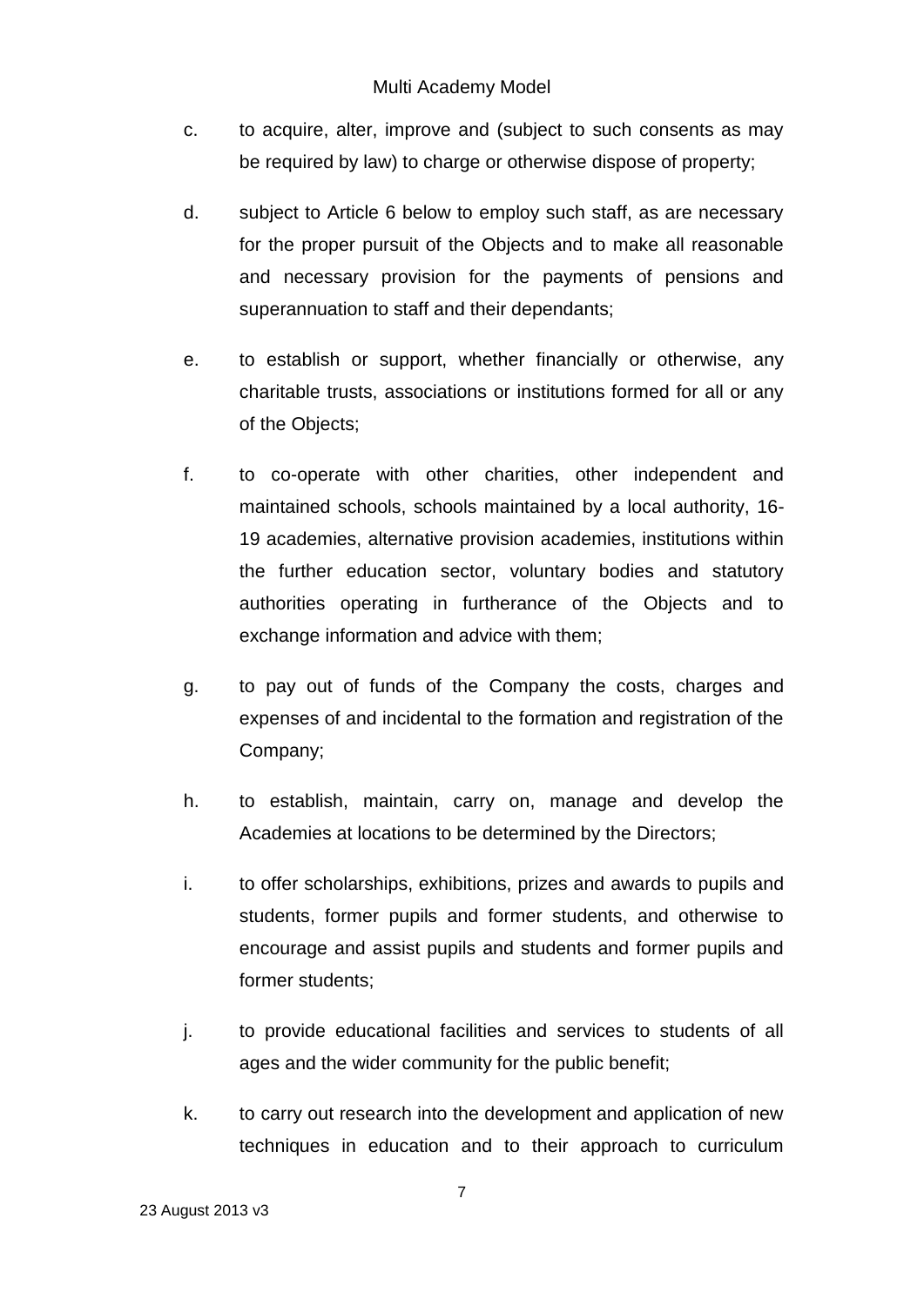c. to acquire, alter, improve and (subject to such consents as may be required by law) to charge or otherwise dispose of property;

d. subject to Article 6 below to employ such staff, as are necessary for the proper pursuit of the Objects and to make all reasonable and necessary provision for the payments of pensions and superannuation to staff and their dependants;

e. to establish or support, whether financially or otherwise, any charitable trusts, associations or institutions formed for all or any of the Objects;

f. to co-operate with other charities, other independent and maintained schools, schools maintained by a local authority, 16-19 academies, alternative provision academies, institutions within the further education sector, voluntary bodies and statutory authorities operating in furtherance of the Objects and to exchange information and advice with them;

g. to pay out of funds of the Company the costs, charges and expenses of and incidental to the formation and registration of the Company;

h. to establish, maintain, carry on, manage and develop the Academies at locations to be determined by the Directors;

i. to offer scholarships, exhibitions, prizes and awards to pupils and students, former pupils and former students, and otherwise to encourage and assist pupils and students and former pupils and former students;

j. to provide educational facilities and services to students of all ages and the wider community for the public benefit;

k. to carry out research into the development and application of new techniques in education and to their approach to curriculum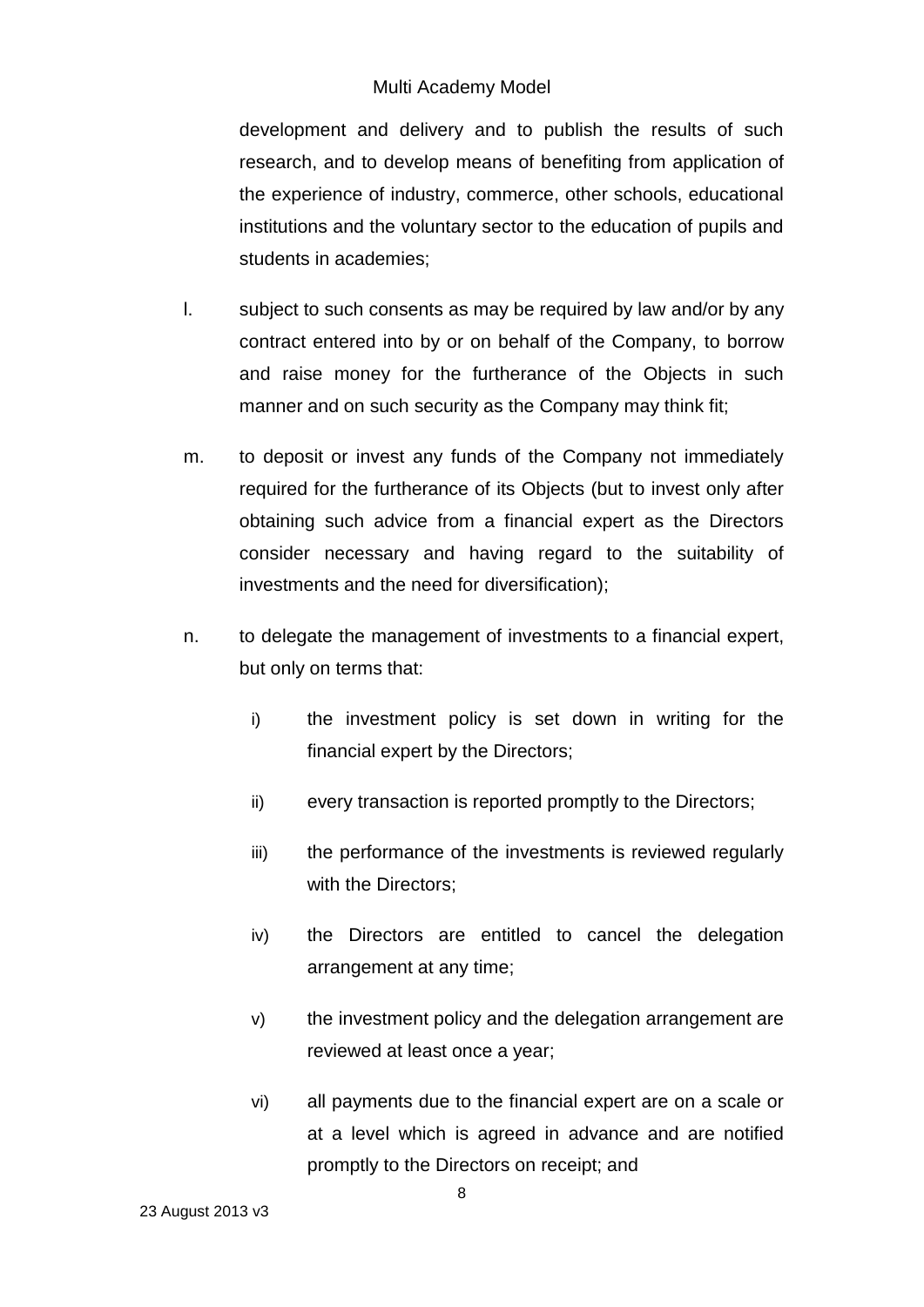development and delivery and to publish the results of such research, and to develop means of benefiting from application of the experience of industry, commerce, other schools, educational institutions and the voluntary sector to the education of pupils and students in academies;

l. subject to such consents as may be required by law and/or by any contract entered into by or on behalf of the Company, to borrow and raise money for the furtherance of the Objects in such manner and on such security as the Company may think fit;

m. to deposit or invest any funds of the Company not immediately required for the furtherance of its Objects (but to invest only after obtaining such advice from a financial expert as the Directors consider necessary and having regard to the suitability of investments and the need for diversification);

n. to delegate the management of investments to a financial expert, but only on terms that:

   i) the investment policy is set down in writing for the financial expert by the Directors;

   ii) every transaction is reported promptly to the Directors;

   iii) the performance of the investments is reviewed regularly with the Directors;

   iv) the Directors are entitled to cancel the delegation arrangement at any time;

   v) the investment policy and the delegation arrangement are reviewed at least once a year;

   vi) all payments due to the financial expert are on a scale or at a level which is agreed in advance and are notified promptly to the Directors on receipt; and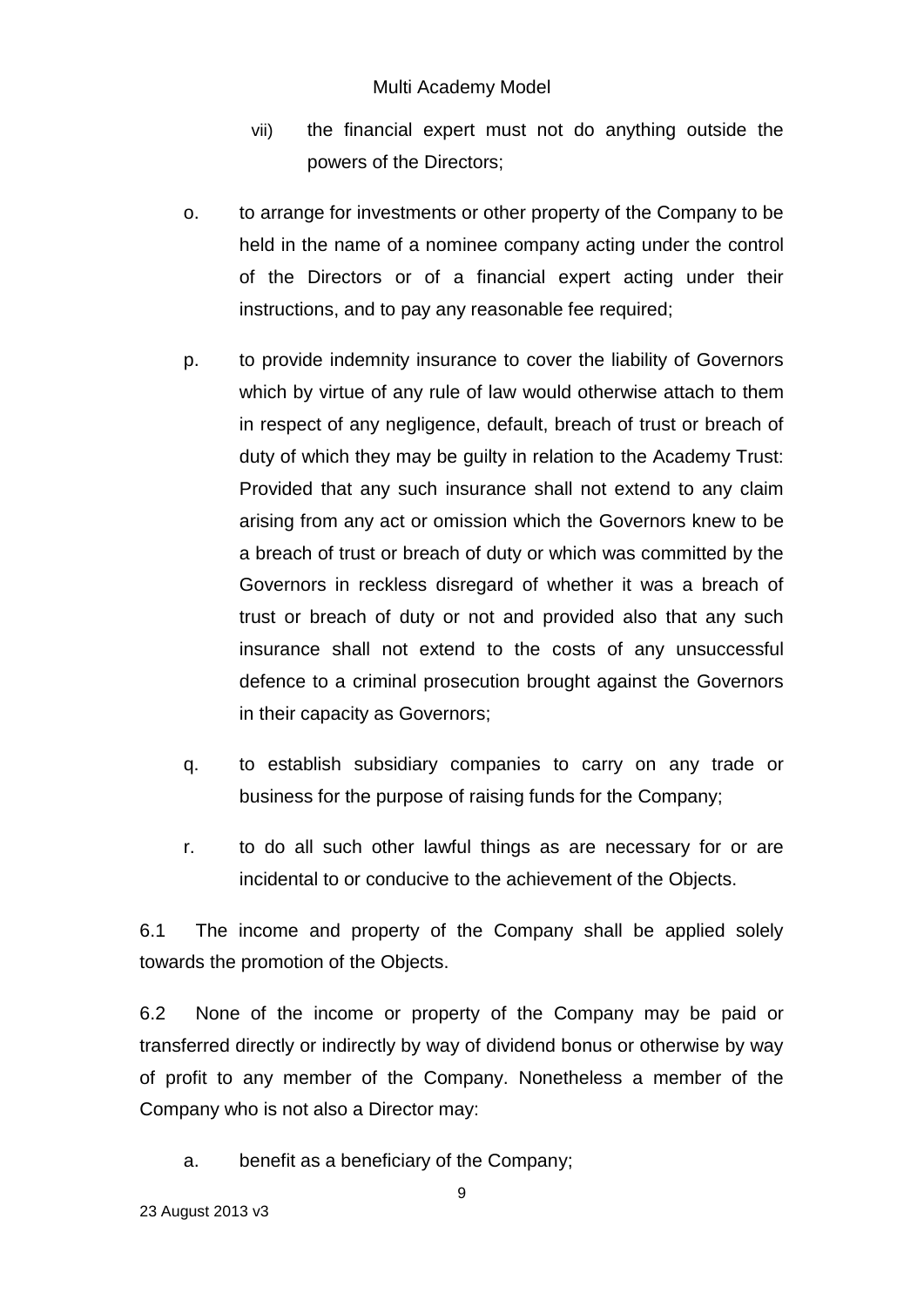vii) the financial expert must not do anything outside the powers of the Directors;

o. to arrange for investments or other property of the Company to be held in the name of a nominee company acting under the control of the Directors or of a financial expert acting under their instructions, and to pay any reasonable fee required;

p. to provide indemnity insurance to cover the liability of Governors which by virtue of any rule of law would otherwise attach to them in respect of any negligence, default, breach of trust or breach of duty of which they may be guilty in relation to the Academy Trust: Provided that any such insurance shall not extend to any claim arising from any act or omission which the Governors knew to be a breach of trust or breach of duty or which was committed by the Governors in reckless disregard of whether it was a breach of trust or breach of duty or not and provided also that any such insurance shall not extend to the costs of any unsuccessful defence to a criminal prosecution brought against the Governors in their capacity as Governors;

q. to establish subsidiary companies to carry on any trade or business for the purpose of raising funds for the Company;

r. to do all such other lawful things as are necessary for or are incidental to or conducive to the achievement of the Objects.

6.1 The income and property of the Company shall be applied solely towards the promotion of the Objects.

6.2 None of the income or property of the Company may be paid or transferred directly or indirectly by way of dividend bonus or otherwise by way of profit to any member of the Company. Nonetheless a member of the Company who is not also a Director may:

a. benefit as a beneficiary of the Company;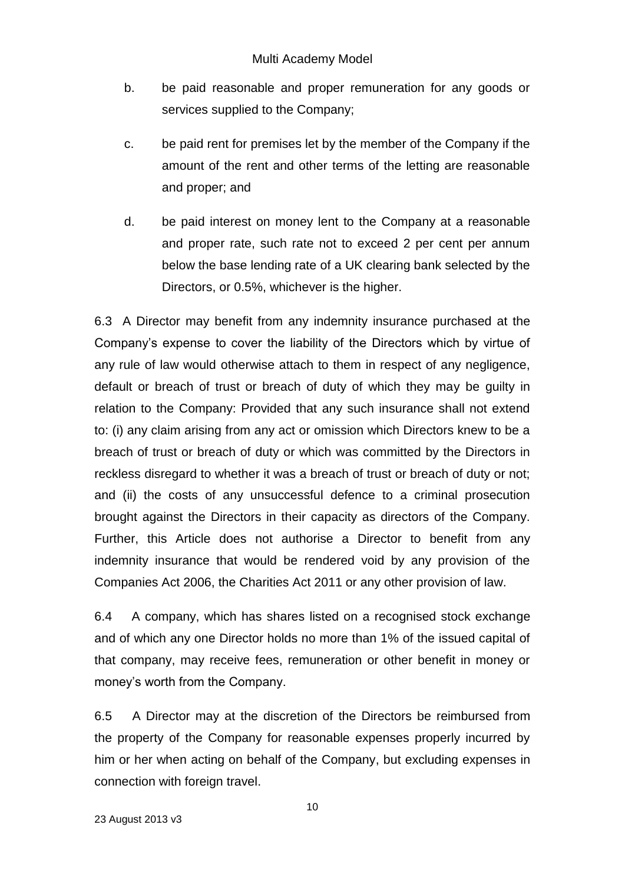b. be paid reasonable and proper remuneration for any goods or services supplied to the Company;

c. be paid rent for premises let by the member of the Company if the amount of the rent and other terms of the letting are reasonable and proper; and

d. be paid interest on money lent to the Company at a reasonable and proper rate, such rate not to exceed 2 per cent per annum below the base lending rate of a UK clearing bank selected by the Directors, or 0.5%, whichever is the higher.

6.3 A Director may benefit from any indemnity insurance purchased at the Company's expense to cover the liability of the Directors which by virtue of any rule of law would otherwise attach to them in respect of any negligence, default or breach of trust or breach of duty of which they may be guilty in relation to the Company: Provided that any such insurance shall not extend to: (i) any claim arising from any act or omission which Directors knew to be a breach of trust or breach of duty or which was committed by the Directors in reckless disregard to whether it was a breach of trust or breach of duty or not; and (ii) the costs of any unsuccessful defence to a criminal prosecution brought against the Directors in their capacity as directors of the Company. Further, this Article does not authorise a Director to benefit from any indemnity insurance that would be rendered void by any provision of the Companies Act 2006, the Charities Act 2011 or any other provision of law.

6.4 A company, which has shares listed on a recognised stock exchange and of which any one Director holds no more than 1% of the issued capital of that company, may receive fees, remuneration or other benefit in money or money's worth from the Company.

6.5 A Director may at the discretion of the Directors be reimbursed from the property of the Company for reasonable expenses properly incurred by him or her when acting on behalf of the Company, but excluding expenses in connection with foreign travel.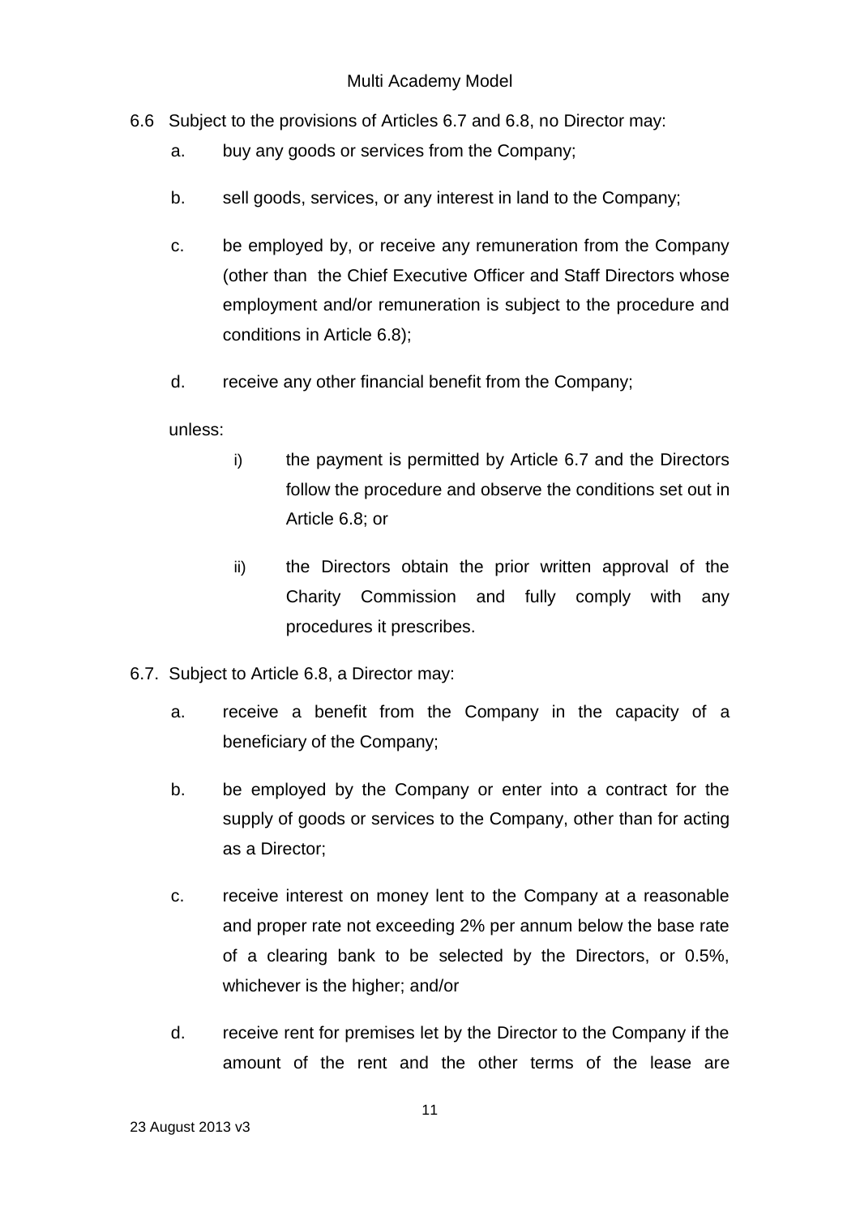6.6 Subject to the provisions of Articles 6.7 and 6.8, no Director may:

a. buy any goods or services from the Company;

b. sell goods, services, or any interest in land to the Company;

c. be employed by, or receive any remuneration from the Company (other than the Chief Executive Officer and Staff Directors whose employment and/or remuneration is subject to the procedure and conditions in Article 6.8);

d. receive any other financial benefit from the Company;

unless:

i) the payment is permitted by Article 6.7 and the Directors follow the procedure and observe the conditions set out in Article 6.8; or

ii) the Directors obtain the prior written approval of the Charity Commission and fully comply with any procedures it prescribes.

6.7. Subject to Article 6.8, a Director may:

a. receive a benefit from the Company in the capacity of a beneficiary of the Company;

b. be employed by the Company or enter into a contract for the supply of goods or services to the Company, other than for acting as a Director;

c. receive interest on money lent to the Company at a reasonable and proper rate not exceeding 2% per annum below the base rate of a clearing bank to be selected by the Directors, or 0.5%, whichever is the higher; and/or

d. receive rent for premises let by the Director to the Company if the amount of the rent and the other terms of the lease are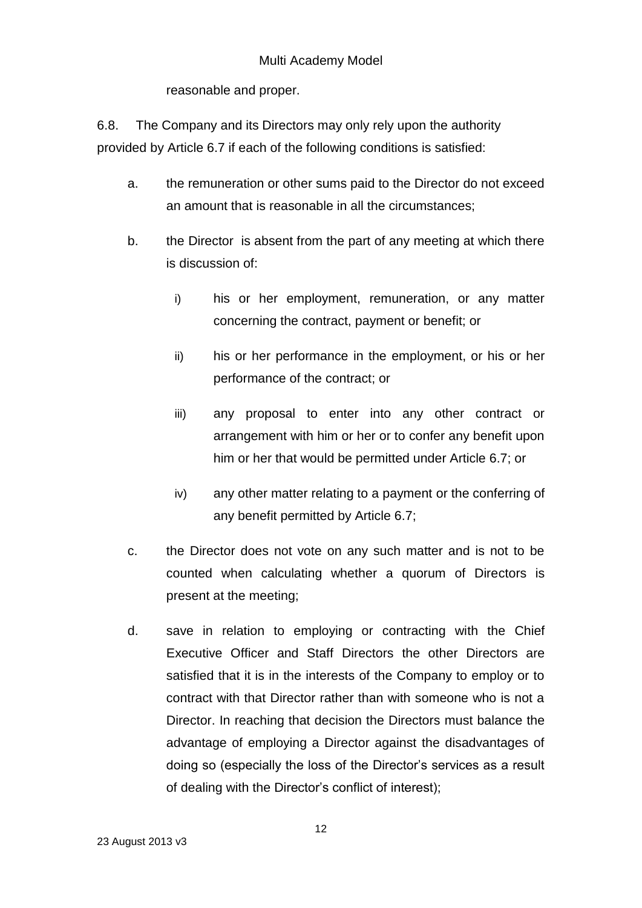reasonable and proper.

6.8. The Company and its Directors may only rely upon the authority provided by Article 6.7 if each of the following conditions is satisfied:

a. the remuneration or other sums paid to the Director do not exceed an amount that is reasonable in all the circumstances;

b. the Director is absent from the part of any meeting at which there is discussion of:

   i) his or her employment, remuneration, or any matter concerning the contract, payment or benefit; or

   ii) his or her performance in the employment, or his or her performance of the contract; or

   iii) any proposal to enter into any other contract or arrangement with him or her or to confer any benefit upon him or her that would be permitted under Article 6.7; or

   iv) any other matter relating to a payment or the conferring of any benefit permitted by Article 6.7;

c. the Director does not vote on any such matter and is not to be counted when calculating whether a quorum of Directors is present at the meeting;

d. save in relation to employing or contracting with the Chief Executive Officer and Staff Directors the other Directors are satisfied that it is in the interests of the Company to employ or to contract with that Director rather than with someone who is not a Director. In reaching that decision the Directors must balance the advantage of employing a Director against the disadvantages of doing so (especially the loss of the Director's services as a result of dealing with the Director's conflict of interest);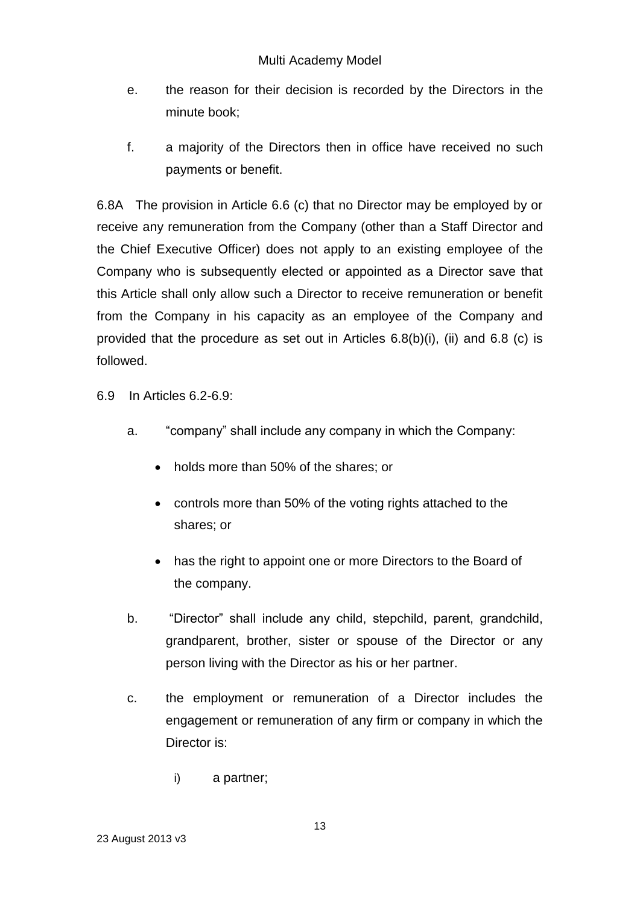e. the reason for their decision is recorded by the Directors in the minute book;

f. a majority of the Directors then in office have received no such payments or benefit.

6.8A The provision in Article 6.6 (c) that no Director may be employed by or receive any remuneration from the Company (other than a Staff Director and the Chief Executive Officer) does not apply to an existing employee of the Company who is subsequently elected or appointed as a Director save that this Article shall only allow such a Director to receive remuneration or benefit from the Company in his capacity as an employee of the Company and provided that the procedure as set out in Articles 6.8(b)(i), (ii) and 6.8 (c) is followed.

6.9 In Articles 6.2-6.9:

a. "company" shall include any company in which the Company:

- holds more than 50% of the shares; or
- controls more than 50% of the voting rights attached to the shares; or
- has the right to appoint one or more Directors to the Board of the company.

b. "Director" shall include any child, stepchild, parent, grandchild, grandparent, brother, sister or spouse of the Director or any person living with the Director as his or her partner.

c. the employment or remuneration of a Director includes the engagement or remuneration of any firm or company in which the Director is:

i) a partner;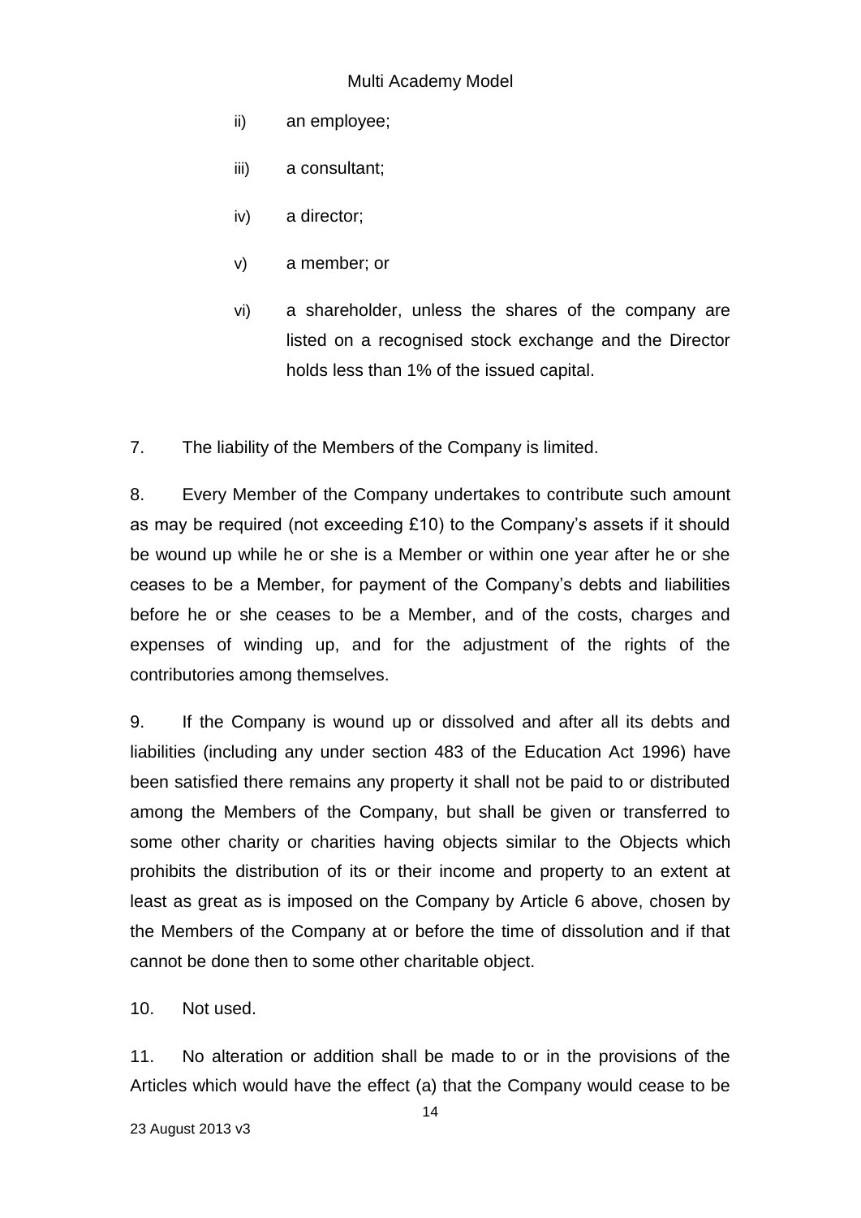ii) an employee;

iii) a consultant;

iv) a director;

v) a member; or

vi) a shareholder, unless the shares of the company are listed on a recognised stock exchange and the Director holds less than 1% of the issued capital.

7. The liability of the Members of the Company is limited.

8. Every Member of the Company undertakes to contribute such amount as may be required (not exceeding £10) to the Company's assets if it should be wound up while he or she is a Member or within one year after he or she ceases to be a Member, for payment of the Company's debts and liabilities before he or she ceases to be a Member, and of the costs, charges and expenses of winding up, and for the adjustment of the rights of the contributories among themselves.

9. If the Company is wound up or dissolved and after all its debts and liabilities (including any under section 483 of the Education Act 1996) have been satisfied there remains any property it shall not be paid to or distributed among the Members of the Company, but shall be given or transferred to some other charity or charities having objects similar to the Objects which prohibits the distribution of its or their income and property to an extent at least as great as is imposed on the Company by Article 6 above, chosen by the Members of the Company at or before the time of dissolution and if that cannot be done then to some other charitable object.

10. Not used.

11. No alteration or addition shall be made to or in the provisions of the Articles which would have the effect (a) that the Company would cease to be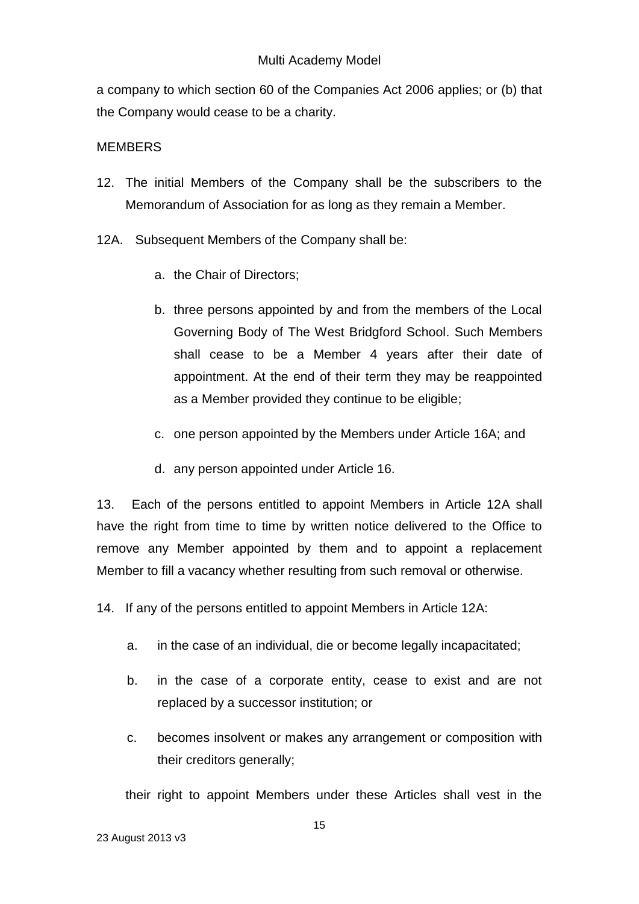a company to which section 60 of the Companies Act 2006 applies; or (b) that the Company would cease to be a charity.

MEMBERS

12. The initial Members of the Company shall be the subscribers to the Memorandum of Association for as long as they remain a Member.

12A. Subsequent Members of the Company shall be:

   a. the Chair of Directors;

   b. three persons appointed by and from the members of the Local Governing Body of The West Bridgford School. Such Members shall cease to be a Member 4 years after their date of appointment. At the end of their term they may be reappointed as a Member provided they continue to be eligible;

   c. one person appointed by the Members under Article 16A; and

   d. any person appointed under Article 16.

13. Each of the persons entitled to appoint Members in Article 12A shall have the right from time to time by written notice delivered to the Office to remove any Member appointed by them and to appoint a replacement Member to fill a vacancy whether resulting from such removal or otherwise.

14. If any of the persons entitled to appoint Members in Article 12A:

   a. in the case of an individual, die or become legally incapacitated;

   b. in the case of a corporate entity, cease to exist and are not replaced by a successor institution; or

   c. becomes insolvent or makes any arrangement or composition with their creditors generally;

   their right to appoint Members under these Articles shall vest in the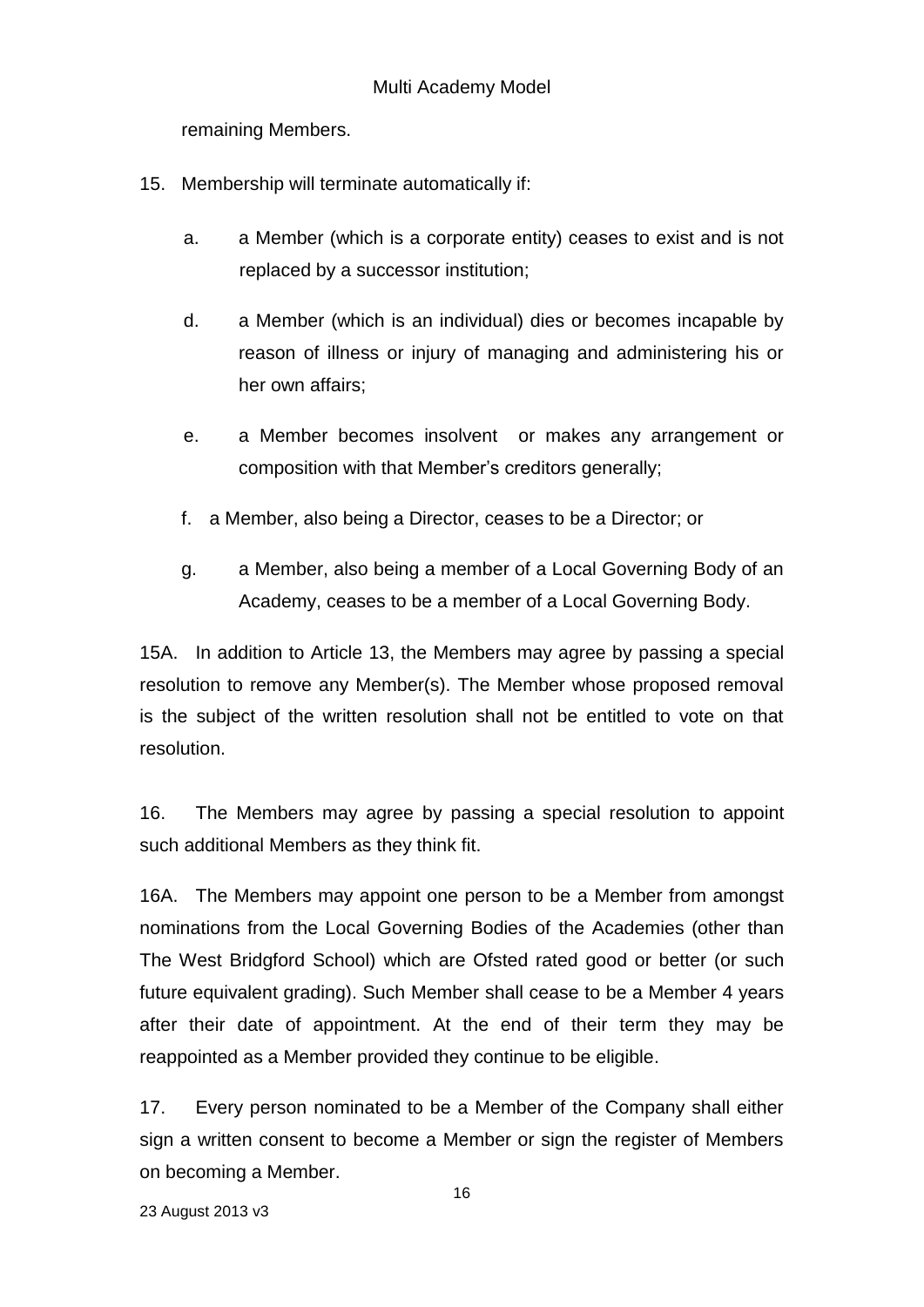remaining Members.

15. Membership will terminate automatically if:

    a. a Member (which is a corporate entity) ceases to exist and is not replaced by a successor institution;

    d. a Member (which is an individual) dies or becomes incapable by reason of illness or injury of managing and administering his or her own affairs;

    e. a Member becomes insolvent or makes any arrangement or composition with that Member's creditors generally;

    f. a Member, also being a Director, ceases to be a Director; or

    g. a Member, also being a member of a Local Governing Body of an Academy, ceases to be a member of a Local Governing Body.

15A. In addition to Article 13, the Members may agree by passing a special resolution to remove any Member(s). The Member whose proposed removal is the subject of the written resolution shall not be entitled to vote on that resolution.

16. The Members may agree by passing a special resolution to appoint such additional Members as they think fit.

16A. The Members may appoint one person to be a Member from amongst nominations from the Local Governing Bodies of the Academies (other than The West Bridgford School) which are Ofsted rated good or better (or such future equivalent grading). Such Member shall cease to be a Member 4 years after their date of appointment. At the end of their term they may be reappointed as a Member provided they continue to be eligible.

17. Every person nominated to be a Member of the Company shall either sign a written consent to become a Member or sign the register of Members on becoming a Member.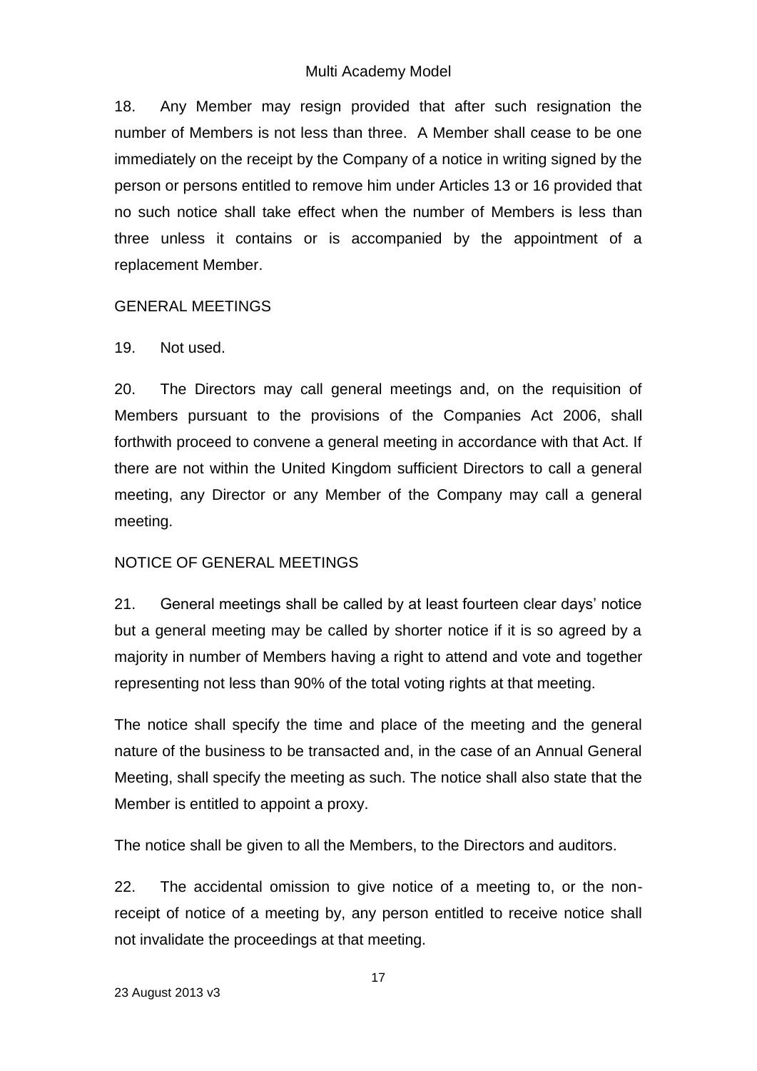18. Any Member may resign provided that after such resignation the number of Members is not less than three. A Member shall cease to be one immediately on the receipt by the Company of a notice in writing signed by the person or persons entitled to remove him under Articles 13 or 16 provided that no such notice shall take effect when the number of Members is less than three unless it contains or is accompanied by the appointment of a replacement Member.

## GENERAL MEETINGS

19. Not used.

20. The Directors may call general meetings and, on the requisition of Members pursuant to the provisions of the Companies Act 2006, shall forthwith proceed to convene a general meeting in accordance with that Act. If there are not within the United Kingdom sufficient Directors to call a general meeting, any Director or any Member of the Company may call a general meeting.

## NOTICE OF GENERAL MEETINGS

21. General meetings shall be called by at least fourteen clear days' notice but a general meeting may be called by shorter notice if it is so agreed by a majority in number of Members having a right to attend and vote and together representing not less than 90% of the total voting rights at that meeting.

The notice shall specify the time and place of the meeting and the general nature of the business to be transacted and, in the case of an Annual General Meeting, shall specify the meeting as such. The notice shall also state that the Member is entitled to appoint a proxy.

The notice shall be given to all the Members, to the Directors and auditors.

22. The accidental omission to give notice of a meeting to, or the non-receipt of notice of a meeting by, any person entitled to receive notice shall not invalidate the proceedings at that meeting.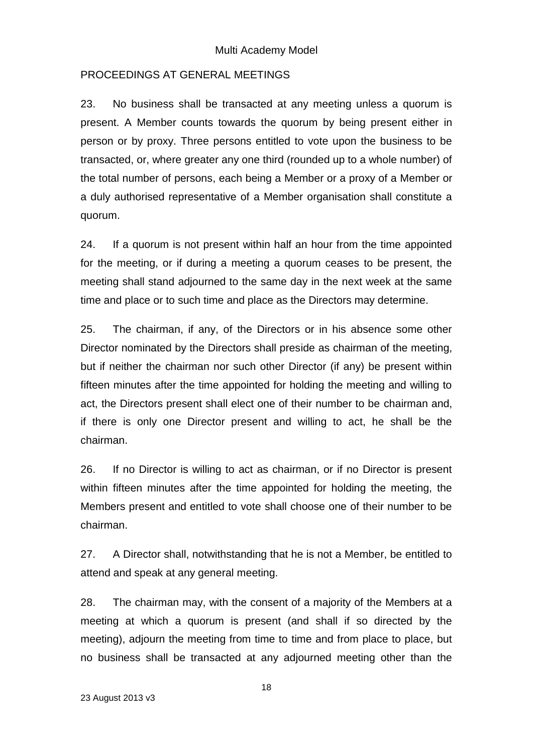## PROCEEDINGS AT GENERAL MEETINGS

23. No business shall be transacted at any meeting unless a quorum is present. A Member counts towards the quorum by being present either in person or by proxy. Three persons entitled to vote upon the business to be transacted, or, where greater any one third (rounded up to a whole number) of the total number of persons, each being a Member or a proxy of a Member or a duly authorised representative of a Member organisation shall constitute a quorum.

24. If a quorum is not present within half an hour from the time appointed for the meeting, or if during a meeting a quorum ceases to be present, the meeting shall stand adjourned to the same day in the next week at the same time and place or to such time and place as the Directors may determine.

25. The chairman, if any, of the Directors or in his absence some other Director nominated by the Directors shall preside as chairman of the meeting, but if neither the chairman nor such other Director (if any) be present within fifteen minutes after the time appointed for holding the meeting and willing to act, the Directors present shall elect one of their number to be chairman and, if there is only one Director present and willing to act, he shall be the chairman.

26. If no Director is willing to act as chairman, or if no Director is present within fifteen minutes after the time appointed for holding the meeting, the Members present and entitled to vote shall choose one of their number to be chairman.

27. A Director shall, notwithstanding that he is not a Member, be entitled to attend and speak at any general meeting.

28. The chairman may, with the consent of a majority of the Members at a meeting at which a quorum is present (and shall if so directed by the meeting), adjourn the meeting from time to time and from place to place, but no business shall be transacted at any adjourned meeting other than the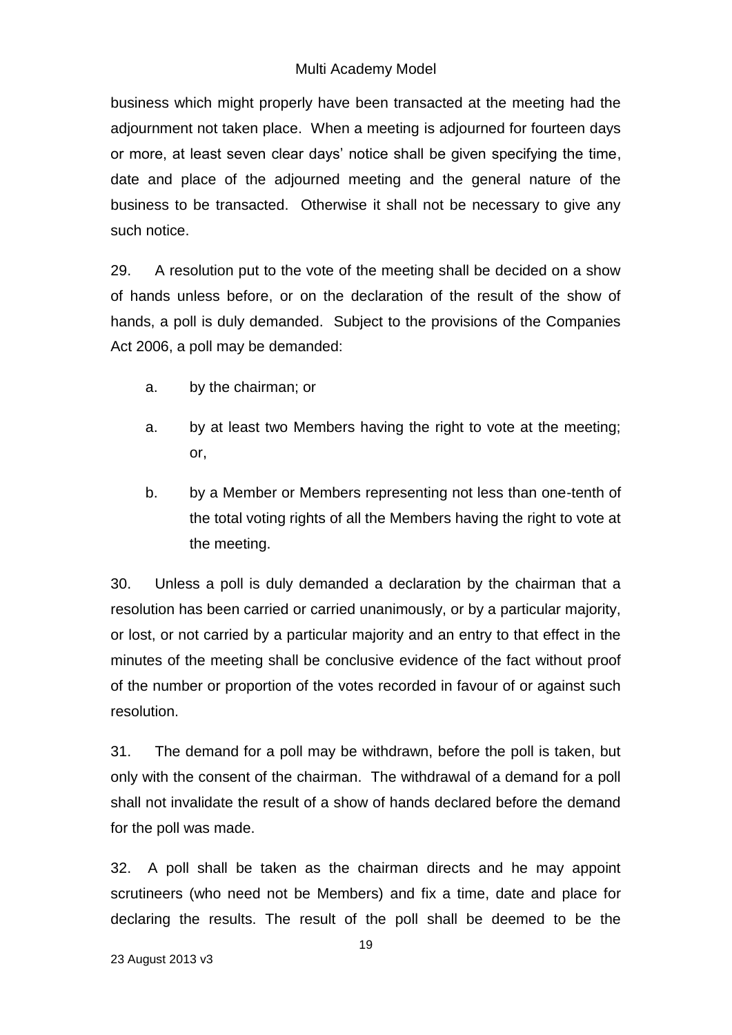business which might properly have been transacted at the meeting had the adjournment not taken place. When a meeting is adjourned for fourteen days or more, at least seven clear days' notice shall be given specifying the time, date and place of the adjourned meeting and the general nature of the business to be transacted. Otherwise it shall not be necessary to give any such notice.

29. A resolution put to the vote of the meeting shall be decided on a show of hands unless before, or on the declaration of the result of the show of hands, a poll is duly demanded. Subject to the provisions of the Companies Act 2006, a poll may be demanded:

a. by the chairman; or

a. by at least two Members having the right to vote at the meeting; or,

b. by a Member or Members representing not less than one-tenth of the total voting rights of all the Members having the right to vote at the meeting.

30. Unless a poll is duly demanded a declaration by the chairman that a resolution has been carried or carried unanimously, or by a particular majority, or lost, or not carried by a particular majority and an entry to that effect in the minutes of the meeting shall be conclusive evidence of the fact without proof of the number or proportion of the votes recorded in favour of or against such resolution.

31. The demand for a poll may be withdrawn, before the poll is taken, but only with the consent of the chairman. The withdrawal of a demand for a poll shall not invalidate the result of a show of hands declared before the demand for the poll was made.

32. A poll shall be taken as the chairman directs and he may appoint scrutineers (who need not be Members) and fix a time, date and place for declaring the results. The result of the poll shall be deemed to be the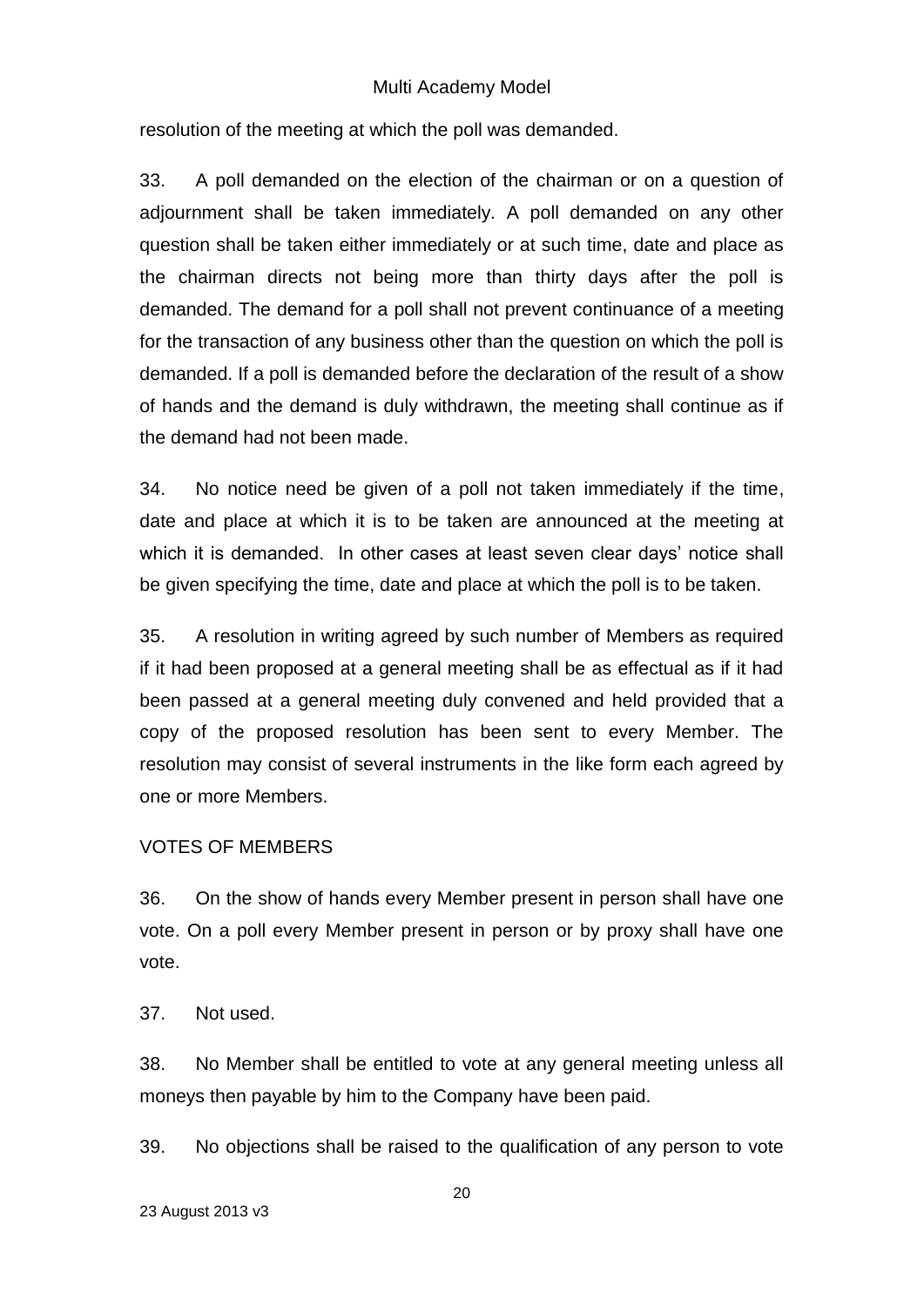resolution of the meeting at which the poll was demanded.

33. A poll demanded on the election of the chairman or on a question of adjournment shall be taken immediately. A poll demanded on any other question shall be taken either immediately or at such time, date and place as the chairman directs not being more than thirty days after the poll is demanded. The demand for a poll shall not prevent continuance of a meeting for the transaction of any business other than the question on which the poll is demanded. If a poll is demanded before the declaration of the result of a show of hands and the demand is duly withdrawn, the meeting shall continue as if the demand had not been made.

34. No notice need be given of a poll not taken immediately if the time, date and place at which it is to be taken are announced at the meeting at which it is demanded. In other cases at least seven clear days' notice shall be given specifying the time, date and place at which the poll is to be taken.

35. A resolution in writing agreed by such number of Members as required if it had been proposed at a general meeting shall be as effectual as if it had been passed at a general meeting duly convened and held provided that a copy of the proposed resolution has been sent to every Member. The resolution may consist of several instruments in the like form each agreed by one or more Members.

VOTES OF MEMBERS

36. On the show of hands every Member present in person shall have one vote. On a poll every Member present in person or by proxy shall have one vote.

37. Not used.

38. No Member shall be entitled to vote at any general meeting unless all moneys then payable by him to the Company have been paid.

39. No objections shall be raised to the qualification of any person to vote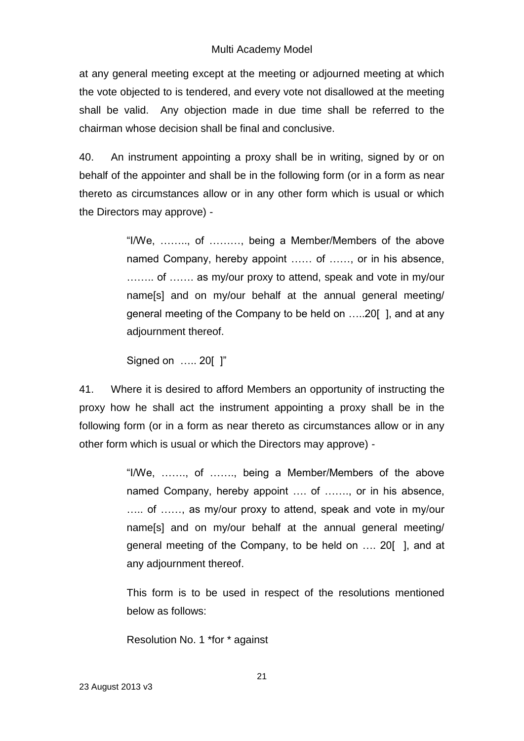at any general meeting except at the meeting or adjourned meeting at which the vote objected to is tendered, and every vote not disallowed at the meeting shall be valid. Any objection made in due time shall be referred to the chairman whose decision shall be final and conclusive.

40. An instrument appointing a proxy shall be in writing, signed by or on behalf of the appointer and shall be in the following form (or in a form as near thereto as circumstances allow or in any other form which is usual or which the Directors may approve) -

> "I/We, …….., of ………, being a Member/Members of the above named Company, hereby appoint …… of ……, or in his absence, …….. of ……. as my/our proxy to attend, speak and vote in my/our name[s] and on my/our behalf at the annual general meeting/ general meeting of the Company to be held on …..20[ ], and at any adjournment thereof.
>
> Signed on ….. 20[ ]"

41. Where it is desired to afford Members an opportunity of instructing the proxy how he shall act the instrument appointing a proxy shall be in the following form (or in a form as near thereto as circumstances allow or in any other form which is usual or which the Directors may approve) -

> "I/We, ……., of ……., being a Member/Members of the above named Company, hereby appoint …. of ……., or in his absence, ….. of ……, as my/our proxy to attend, speak and vote in my/our name[s] and on my/our behalf at the annual general meeting/ general meeting of the Company, to be held on …. 20[ ], and at any adjournment thereof.
>
> This form is to be used in respect of the resolutions mentioned below as follows:
>
> Resolution No. 1 *for * against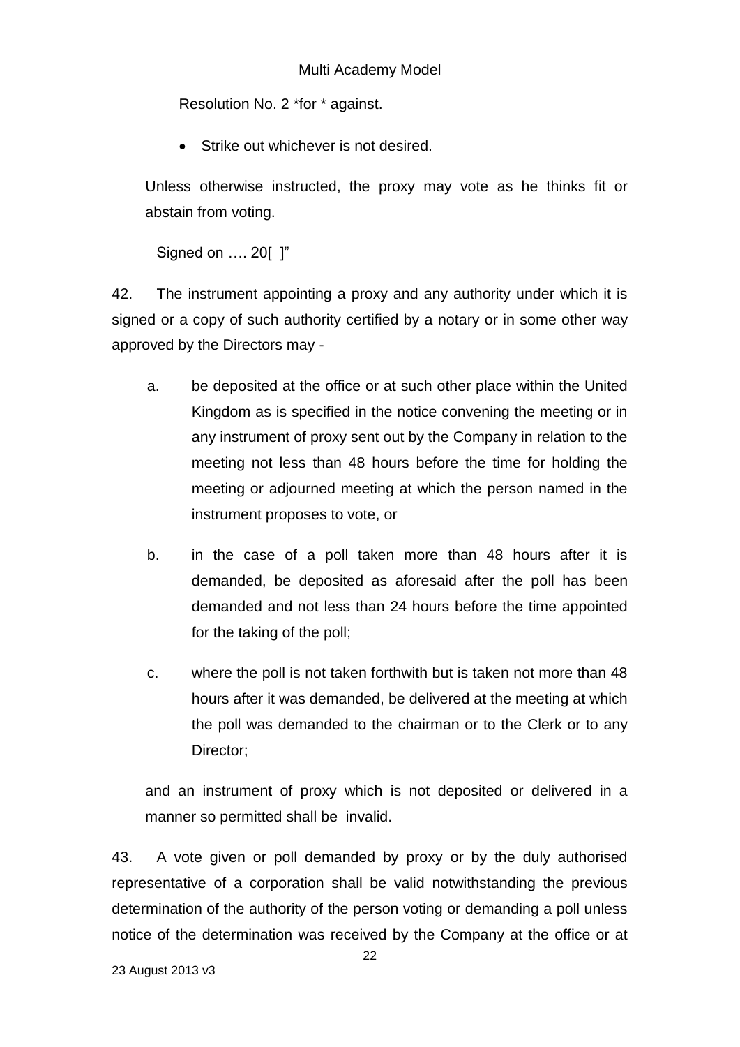Resolution No. 2 *for * against.

- Strike out whichever is not desired.

Unless otherwise instructed, the proxy may vote as he thinks fit or abstain from voting.

Signed on …. 20[ ]"

42. The instrument appointing a proxy and any authority under which it is signed or a copy of such authority certified by a notary or in some other way approved by the Directors may -

a. be deposited at the office or at such other place within the United Kingdom as is specified in the notice convening the meeting or in any instrument of proxy sent out by the Company in relation to the meeting not less than 48 hours before the time for holding the meeting or adjourned meeting at which the person named in the instrument proposes to vote, or

b. in the case of a poll taken more than 48 hours after it is demanded, be deposited as aforesaid after the poll has been demanded and not less than 24 hours before the time appointed for the taking of the poll;

c. where the poll is not taken forthwith but is taken not more than 48 hours after it was demanded, be delivered at the meeting at which the poll was demanded to the chairman or to the Clerk or to any Director;

and an instrument of proxy which is not deposited or delivered in a manner so permitted shall be invalid.

43. A vote given or poll demanded by proxy or by the duly authorised representative of a corporation shall be valid notwithstanding the previous determination of the authority of the person voting or demanding a poll unless notice of the determination was received by the Company at the office or at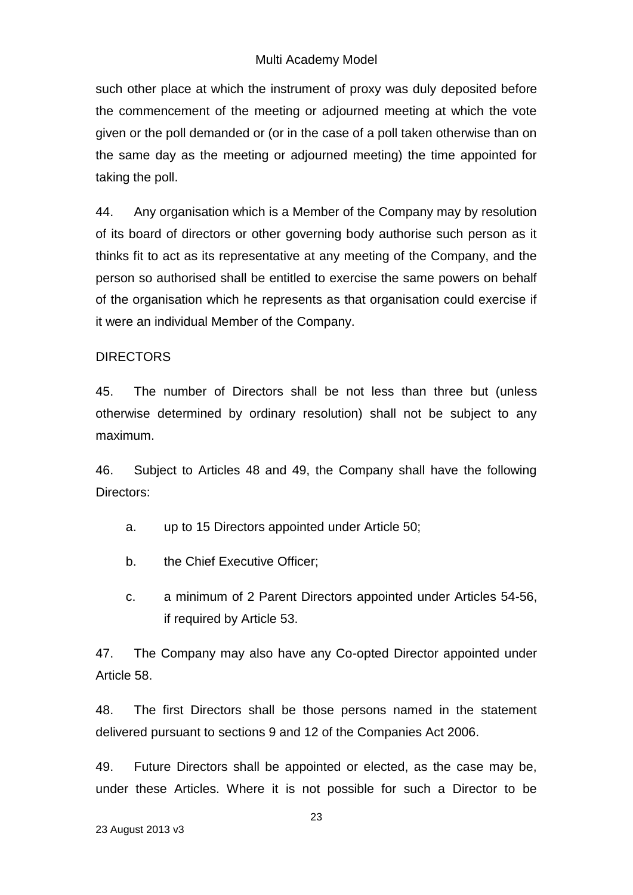such other place at which the instrument of proxy was duly deposited before the commencement of the meeting or adjourned meeting at which the vote given or the poll demanded or (or in the case of a poll taken otherwise than on the same day as the meeting or adjourned meeting) the time appointed for taking the poll.

44. Any organisation which is a Member of the Company may by resolution of its board of directors or other governing body authorise such person as it thinks fit to act as its representative at any meeting of the Company, and the person so authorised shall be entitled to exercise the same powers on behalf of the organisation which he represents as that organisation could exercise if it were an individual Member of the Company.

## DIRECTORS

45. The number of Directors shall be not less than three but (unless otherwise determined by ordinary resolution) shall not be subject to any maximum.

46. Subject to Articles 48 and 49, the Company shall have the following Directors:

a. up to 15 Directors appointed under Article 50;

b. the Chief Executive Officer;

c. a minimum of 2 Parent Directors appointed under Articles 54-56, if required by Article 53.

47. The Company may also have any Co-opted Director appointed under Article 58.

48. The first Directors shall be those persons named in the statement delivered pursuant to sections 9 and 12 of the Companies Act 2006.

49. Future Directors shall be appointed or elected, as the case may be, under these Articles. Where it is not possible for such a Director to be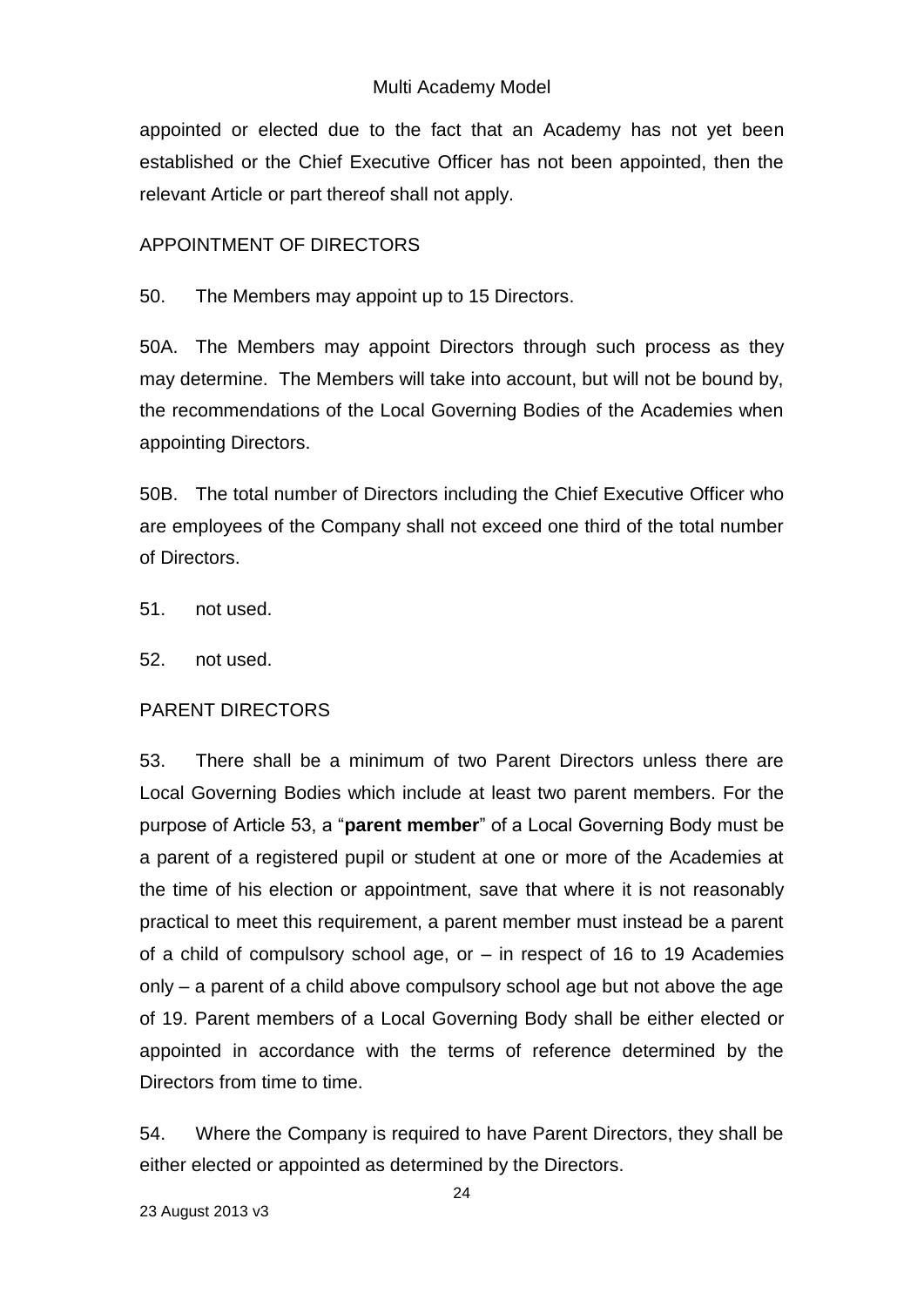appointed or elected due to the fact that an Academy has not yet been established or the Chief Executive Officer has not been appointed, then the relevant Article or part thereof shall not apply.

## APPOINTMENT OF DIRECTORS

50. The Members may appoint up to 15 Directors.

50A. The Members may appoint Directors through such process as they may determine. The Members will take into account, but will not be bound by, the recommendations of the Local Governing Bodies of the Academies when appointing Directors.

50B. The total number of Directors including the Chief Executive Officer who are employees of the Company shall not exceed one third of the total number of Directors.

51. not used.

52. not used.

## PARENT DIRECTORS

53. There shall be a minimum of two Parent Directors unless there are Local Governing Bodies which include at least two parent members. For the purpose of Article 53, a "**parent member**" of a Local Governing Body must be a parent of a registered pupil or student at one or more of the Academies at the time of his election or appointment, save that where it is not reasonably practical to meet this requirement, a parent member must instead be a parent of a child of compulsory school age, or – in respect of 16 to 19 Academies only – a parent of a child above compulsory school age but not above the age of 19. Parent members of a Local Governing Body shall be either elected or appointed in accordance with the terms of reference determined by the Directors from time to time.

54. Where the Company is required to have Parent Directors, they shall be either elected or appointed as determined by the Directors.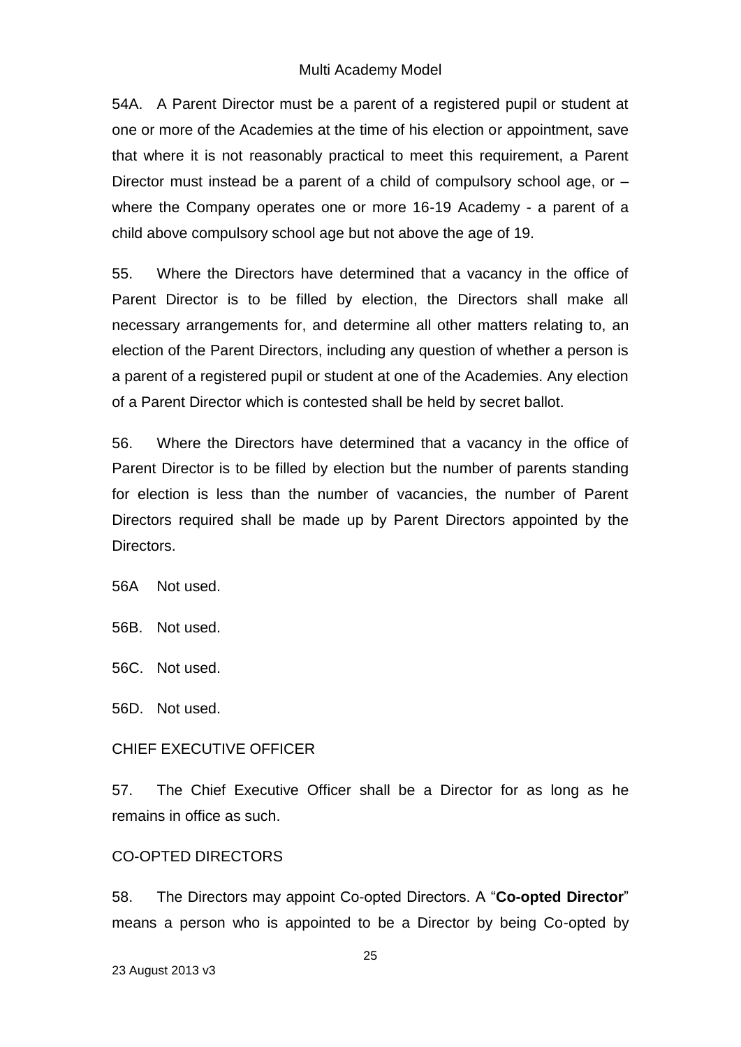54A. A Parent Director must be a parent of a registered pupil or student at one or more of the Academies at the time of his election or appointment, save that where it is not reasonably practical to meet this requirement, a Parent Director must instead be a parent of a child of compulsory school age, or – where the Company operates one or more 16-19 Academy - a parent of a child above compulsory school age but not above the age of 19.

55. Where the Directors have determined that a vacancy in the office of Parent Director is to be filled by election, the Directors shall make all necessary arrangements for, and determine all other matters relating to, an election of the Parent Directors, including any question of whether a person is a parent of a registered pupil or student at one of the Academies. Any election of a Parent Director which is contested shall be held by secret ballot.

56. Where the Directors have determined that a vacancy in the office of Parent Director is to be filled by election but the number of parents standing for election is less than the number of vacancies, the number of Parent Directors required shall be made up by Parent Directors appointed by the Directors.

56A Not used.

56B. Not used.

56C. Not used.

56D. Not used.

CHIEF EXECUTIVE OFFICER

57. The Chief Executive Officer shall be a Director for as long as he remains in office as such.

CO-OPTED DIRECTORS

58. The Directors may appoint Co-opted Directors. A "**Co-opted Director**" means a person who is appointed to be a Director by being Co-opted by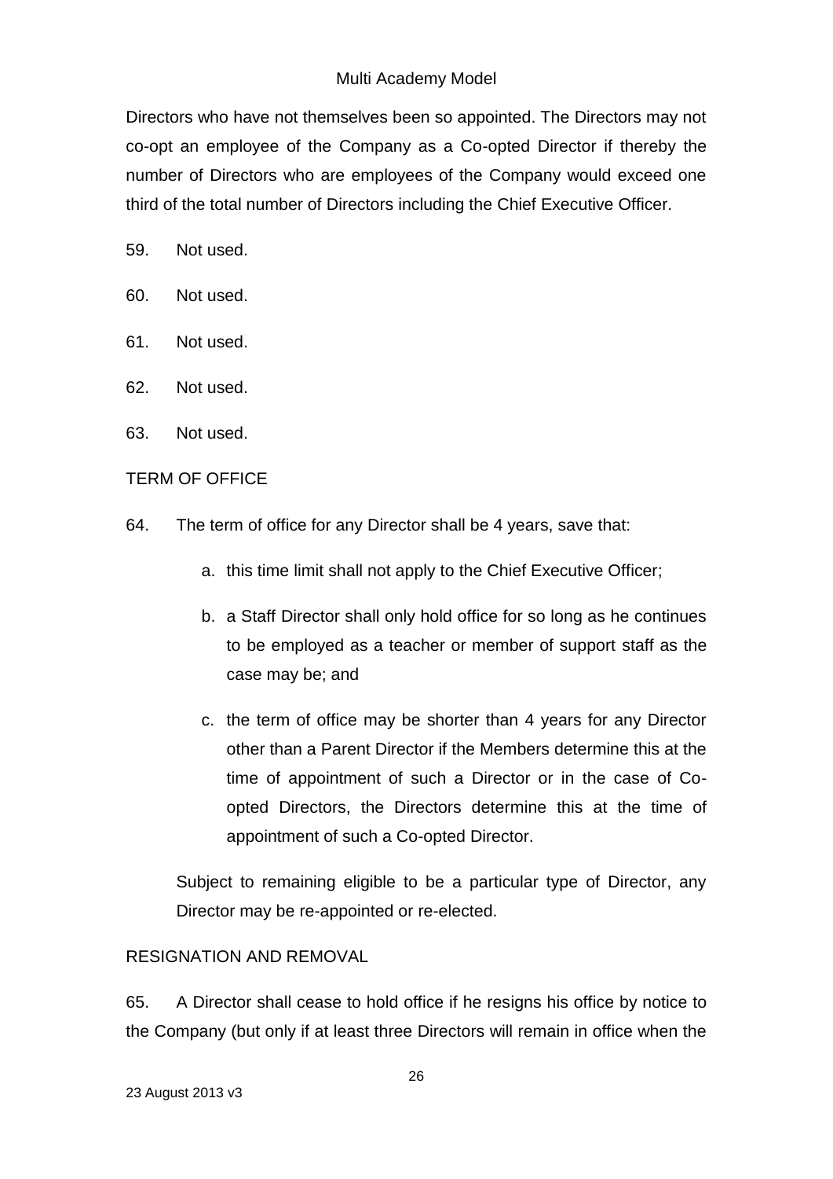Directors who have not themselves been so appointed. The Directors may not co-opt an employee of the Company as a Co-opted Director if thereby the number of Directors who are employees of the Company would exceed one third of the total number of Directors including the Chief Executive Officer.

59. Not used.

60. Not used.

61. Not used.

62. Not used.

63. Not used.

TERM OF OFFICE

64. The term of office for any Director shall be 4 years, save that:

   a. this time limit shall not apply to the Chief Executive Officer;

   b. a Staff Director shall only hold office for so long as he continues to be employed as a teacher or member of support staff as the case may be; and

   c. the term of office may be shorter than 4 years for any Director other than a Parent Director if the Members determine this at the time of appointment of such a Director or in the case of Co-opted Directors, the Directors determine this at the time of appointment of such a Co-opted Director.

Subject to remaining eligible to be a particular type of Director, any Director may be re-appointed or re-elected.

RESIGNATION AND REMOVAL

65. A Director shall cease to hold office if he resigns his office by notice to the Company (but only if at least three Directors will remain in office when the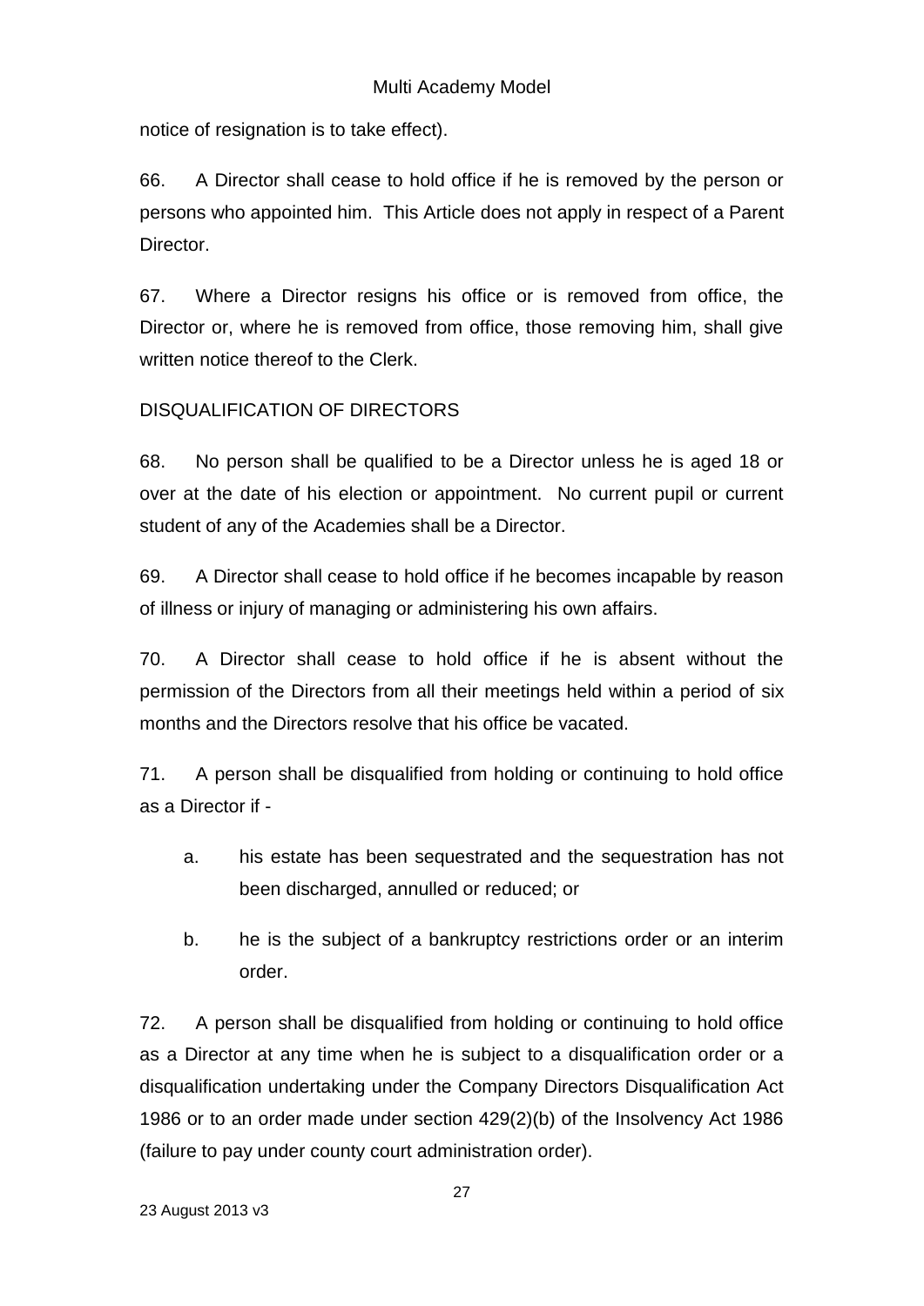notice of resignation is to take effect).

66. A Director shall cease to hold office if he is removed by the person or persons who appointed him. This Article does not apply in respect of a Parent Director.

67. Where a Director resigns his office or is removed from office, the Director or, where he is removed from office, those removing him, shall give written notice thereof to the Clerk.

DISQUALIFICATION OF DIRECTORS

68. No person shall be qualified to be a Director unless he is aged 18 or over at the date of his election or appointment. No current pupil or current student of any of the Academies shall be a Director.

69. A Director shall cease to hold office if he becomes incapable by reason of illness or injury of managing or administering his own affairs.

70. A Director shall cease to hold office if he is absent without the permission of the Directors from all their meetings held within a period of six months and the Directors resolve that his office be vacated.

71. A person shall be disqualified from holding or continuing to hold office as a Director if -

   a. his estate has been sequestrated and the sequestration has not been discharged, annulled or reduced; or

   b. he is the subject of a bankruptcy restrictions order or an interim order.

72. A person shall be disqualified from holding or continuing to hold office as a Director at any time when he is subject to a disqualification order or a disqualification undertaking under the Company Directors Disqualification Act 1986 or to an order made under section 429(2)(b) of the Insolvency Act 1986 (failure to pay under county court administration order).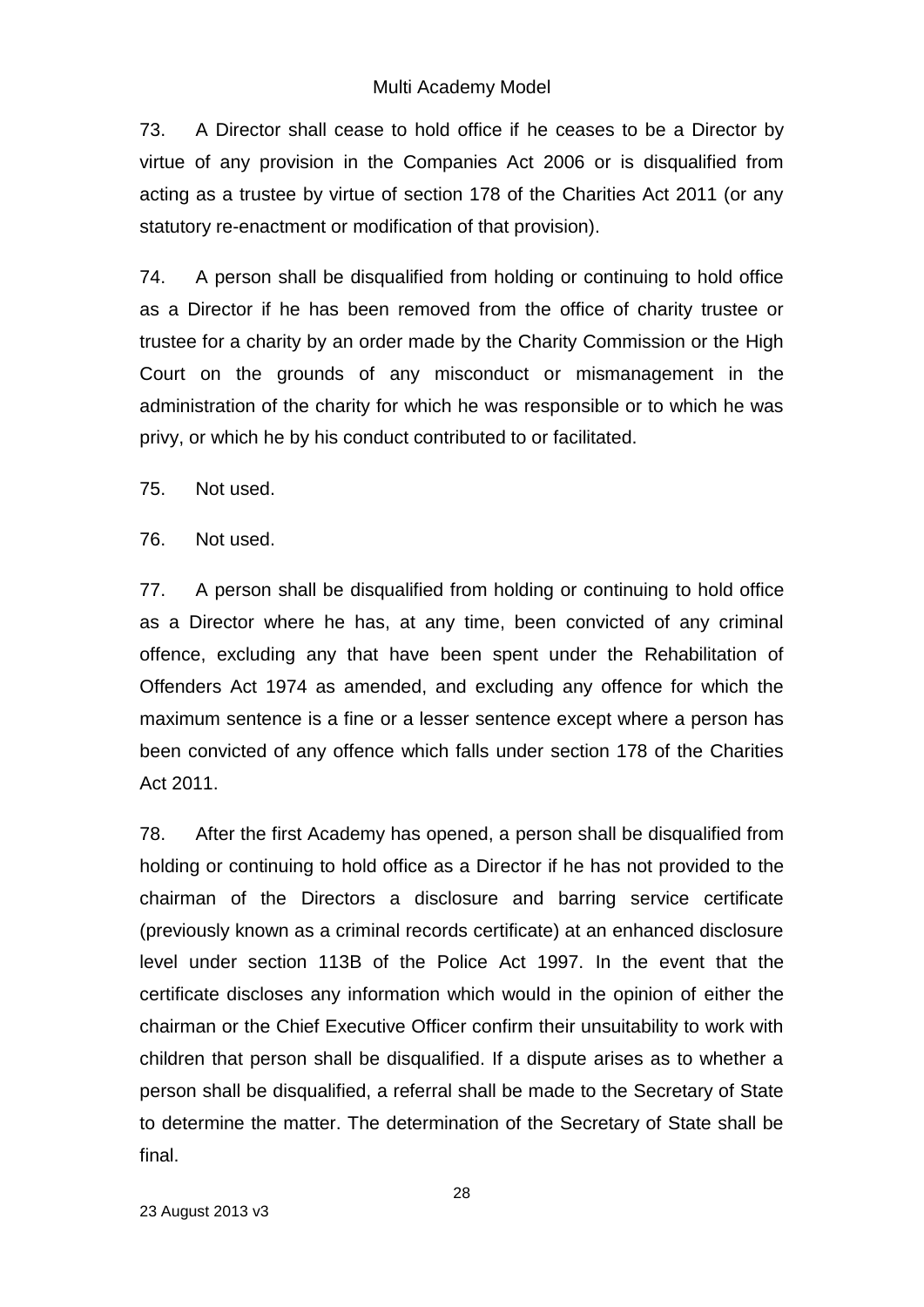73. A Director shall cease to hold office if he ceases to be a Director by virtue of any provision in the Companies Act 2006 or is disqualified from acting as a trustee by virtue of section 178 of the Charities Act 2011 (or any statutory re-enactment or modification of that provision).

74. A person shall be disqualified from holding or continuing to hold office as a Director if he has been removed from the office of charity trustee or trustee for a charity by an order made by the Charity Commission or the High Court on the grounds of any misconduct or mismanagement in the administration of the charity for which he was responsible or to which he was privy, or which he by his conduct contributed to or facilitated.

75. Not used.

76. Not used.

77. A person shall be disqualified from holding or continuing to hold office as a Director where he has, at any time, been convicted of any criminal offence, excluding any that have been spent under the Rehabilitation of Offenders Act 1974 as amended, and excluding any offence for which the maximum sentence is a fine or a lesser sentence except where a person has been convicted of any offence which falls under section 178 of the Charities Act 2011.

78. After the first Academy has opened, a person shall be disqualified from holding or continuing to hold office as a Director if he has not provided to the chairman of the Directors a disclosure and barring service certificate (previously known as a criminal records certificate) at an enhanced disclosure level under section 113B of the Police Act 1997. In the event that the certificate discloses any information which would in the opinion of either the chairman or the Chief Executive Officer confirm their unsuitability to work with children that person shall be disqualified. If a dispute arises as to whether a person shall be disqualified, a referral shall be made to the Secretary of State to determine the matter. The determination of the Secretary of State shall be final.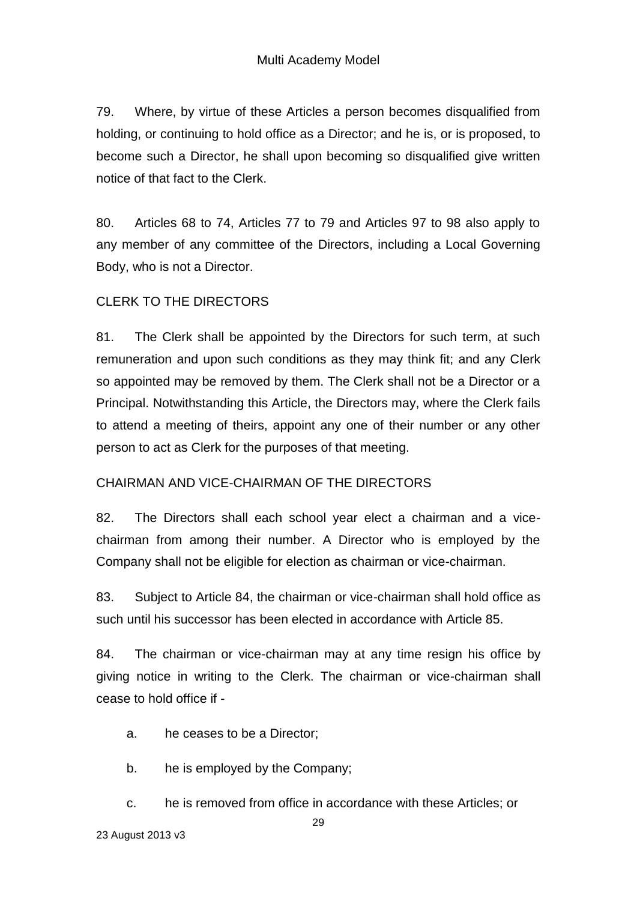79. Where, by virtue of these Articles a person becomes disqualified from holding, or continuing to hold office as a Director; and he is, or is proposed, to become such a Director, he shall upon becoming so disqualified give written notice of that fact to the Clerk.

80. Articles 68 to 74, Articles 77 to 79 and Articles 97 to 98 also apply to any member of any committee of the Directors, including a Local Governing Body, who is not a Director.

CLERK TO THE DIRECTORS

81. The Clerk shall be appointed by the Directors for such term, at such remuneration and upon such conditions as they may think fit; and any Clerk so appointed may be removed by them. The Clerk shall not be a Director or a Principal. Notwithstanding this Article, the Directors may, where the Clerk fails to attend a meeting of theirs, appoint any one of their number or any other person to act as Clerk for the purposes of that meeting.

CHAIRMAN AND VICE-CHAIRMAN OF THE DIRECTORS

82. The Directors shall each school year elect a chairman and a vice-chairman from among their number. A Director who is employed by the Company shall not be eligible for election as chairman or vice-chairman.

83. Subject to Article 84, the chairman or vice-chairman shall hold office as such until his successor has been elected in accordance with Article 85.

84. The chairman or vice-chairman may at any time resign his office by giving notice in writing to the Clerk. The chairman or vice-chairman shall cease to hold office if -

   a. he ceases to be a Director;

   b. he is employed by the Company;

   c. he is removed from office in accordance with these Articles; or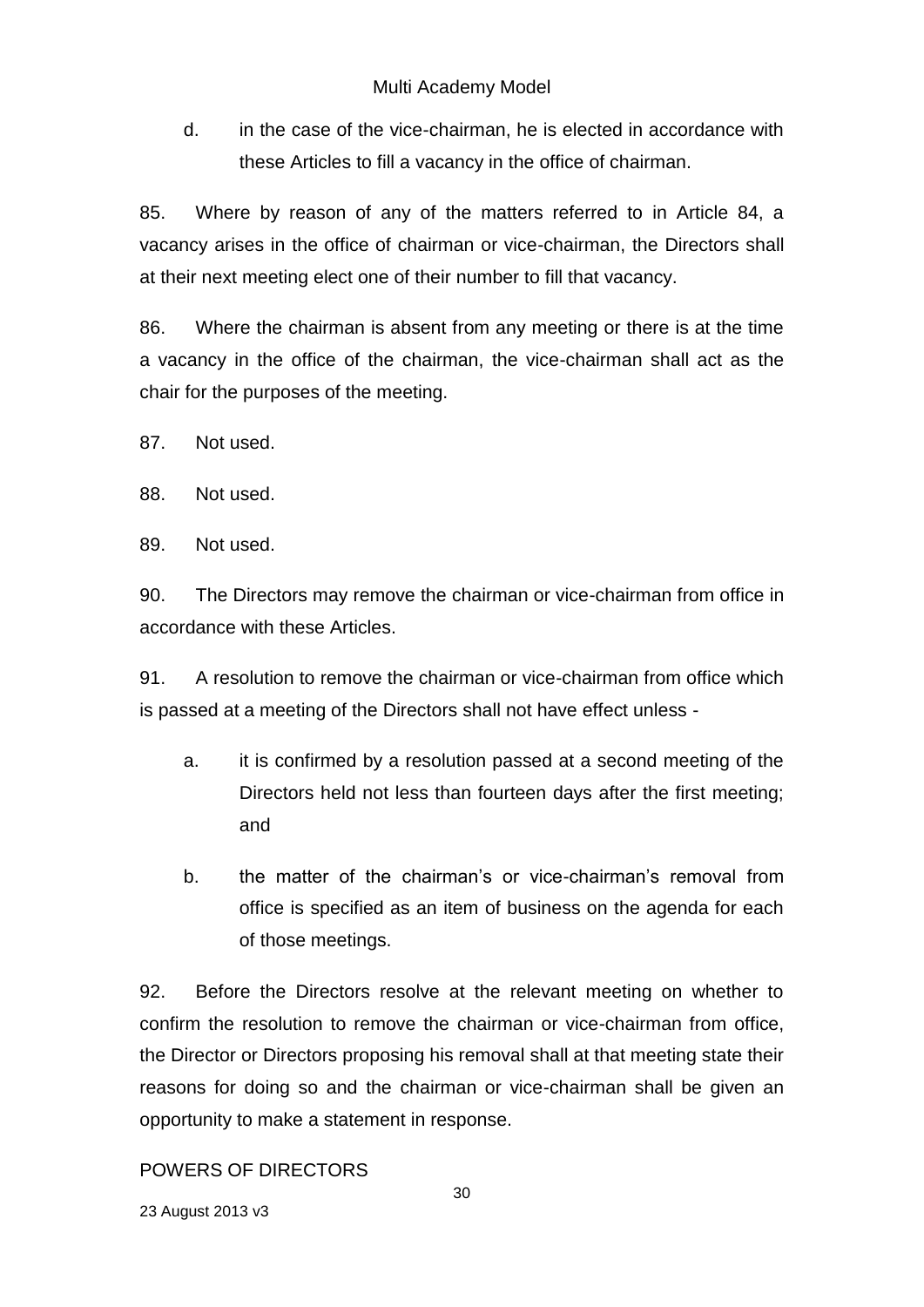d. in the case of the vice-chairman, he is elected in accordance with these Articles to fill a vacancy in the office of chairman.

85. Where by reason of any of the matters referred to in Article 84, a vacancy arises in the office of chairman or vice-chairman, the Directors shall at their next meeting elect one of their number to fill that vacancy.

86. Where the chairman is absent from any meeting or there is at the time a vacancy in the office of the chairman, the vice-chairman shall act as the chair for the purposes of the meeting.

87. Not used.

88. Not used.

89. Not used.

90. The Directors may remove the chairman or vice-chairman from office in accordance with these Articles.

91. A resolution to remove the chairman or vice-chairman from office which is passed at a meeting of the Directors shall not have effect unless -

a. it is confirmed by a resolution passed at a second meeting of the Directors held not less than fourteen days after the first meeting; and

b. the matter of the chairman's or vice-chairman's removal from office is specified as an item of business on the agenda for each of those meetings.

92. Before the Directors resolve at the relevant meeting on whether to confirm the resolution to remove the chairman or vice-chairman from office, the Director or Directors proposing his removal shall at that meeting state their reasons for doing so and the chairman or vice-chairman shall be given an opportunity to make a statement in response.

## POWERS OF DIRECTORS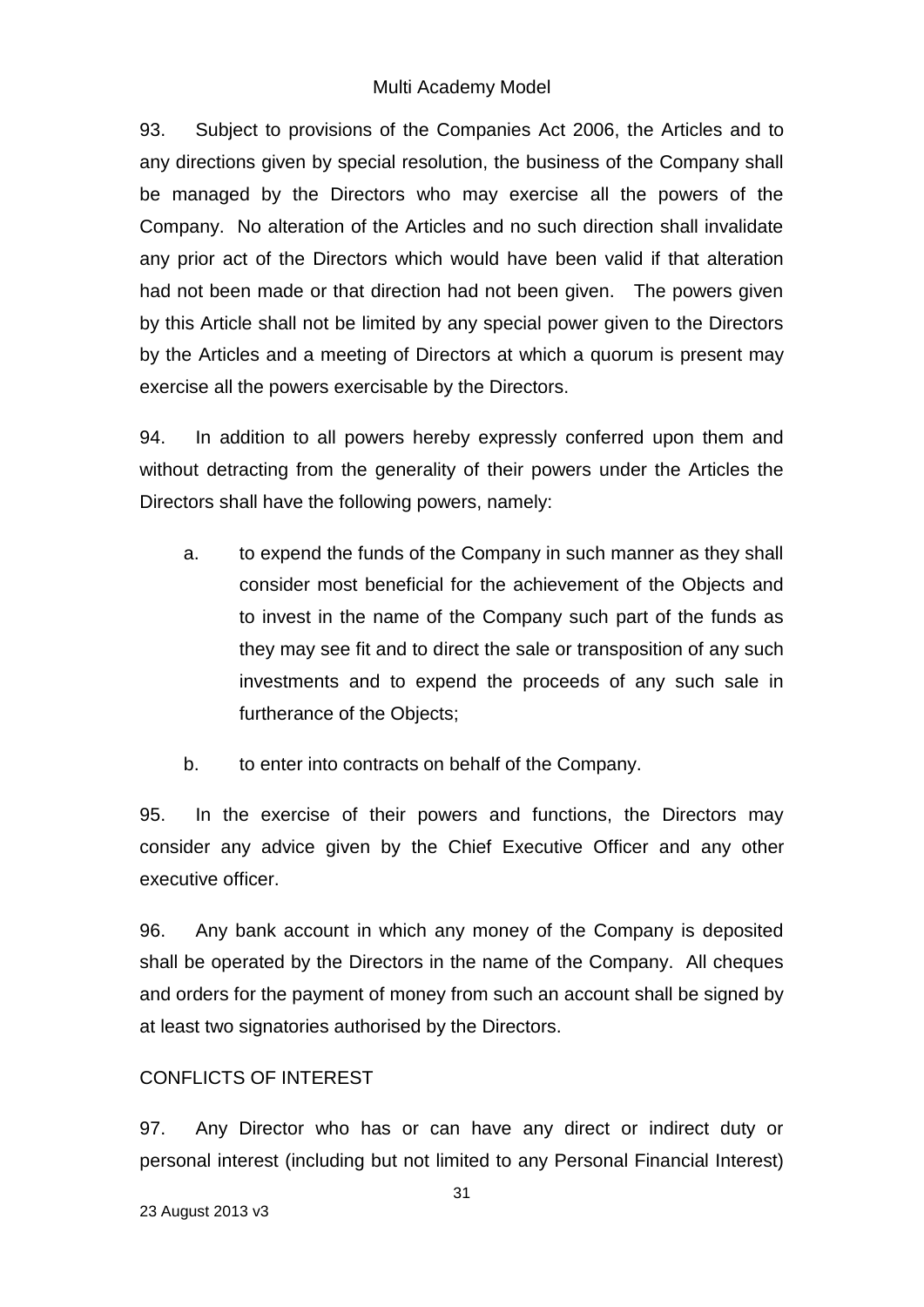93. Subject to provisions of the Companies Act 2006, the Articles and to any directions given by special resolution, the business of the Company shall be managed by the Directors who may exercise all the powers of the Company. No alteration of the Articles and no such direction shall invalidate any prior act of the Directors which would have been valid if that alteration had not been made or that direction had not been given. The powers given by this Article shall not be limited by any special power given to the Directors by the Articles and a meeting of Directors at which a quorum is present may exercise all the powers exercisable by the Directors.

94. In addition to all powers hereby expressly conferred upon them and without detracting from the generality of their powers under the Articles the Directors shall have the following powers, namely:

a. to expend the funds of the Company in such manner as they shall consider most beneficial for the achievement of the Objects and to invest in the name of the Company such part of the funds as they may see fit and to direct the sale or transposition of any such investments and to expend the proceeds of any such sale in furtherance of the Objects;

b. to enter into contracts on behalf of the Company.

95. In the exercise of their powers and functions, the Directors may consider any advice given by the Chief Executive Officer and any other executive officer.

96. Any bank account in which any money of the Company is deposited shall be operated by the Directors in the name of the Company. All cheques and orders for the payment of money from such an account shall be signed by at least two signatories authorised by the Directors.

CONFLICTS OF INTEREST

97. Any Director who has or can have any direct or indirect duty or personal interest (including but not limited to any Personal Financial Interest)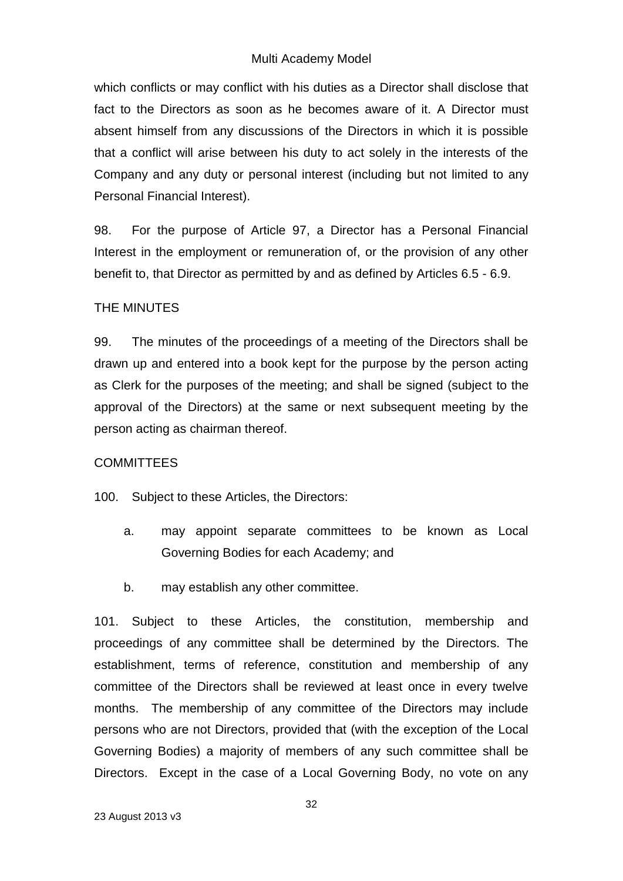which conflicts or may conflict with his duties as a Director shall disclose that fact to the Directors as soon as he becomes aware of it. A Director must absent himself from any discussions of the Directors in which it is possible that a conflict will arise between his duty to act solely in the interests of the Company and any duty or personal interest (including but not limited to any Personal Financial Interest).

98. For the purpose of Article 97, a Director has a Personal Financial Interest in the employment or remuneration of, or the provision of any other benefit to, that Director as permitted by and as defined by Articles 6.5 - 6.9.

THE MINUTES

99. The minutes of the proceedings of a meeting of the Directors shall be drawn up and entered into a book kept for the purpose by the person acting as Clerk for the purposes of the meeting; and shall be signed (subject to the approval of the Directors) at the same or next subsequent meeting by the person acting as chairman thereof.

COMMITTEES

100. Subject to these Articles, the Directors:

a. may appoint separate committees to be known as Local Governing Bodies for each Academy; and

b. may establish any other committee.

101. Subject to these Articles, the constitution, membership and proceedings of any committee shall be determined by the Directors. The establishment, terms of reference, constitution and membership of any committee of the Directors shall be reviewed at least once in every twelve months. The membership of any committee of the Directors may include persons who are not Directors, provided that (with the exception of the Local Governing Bodies) a majority of members of any such committee shall be Directors. Except in the case of a Local Governing Body, no vote on any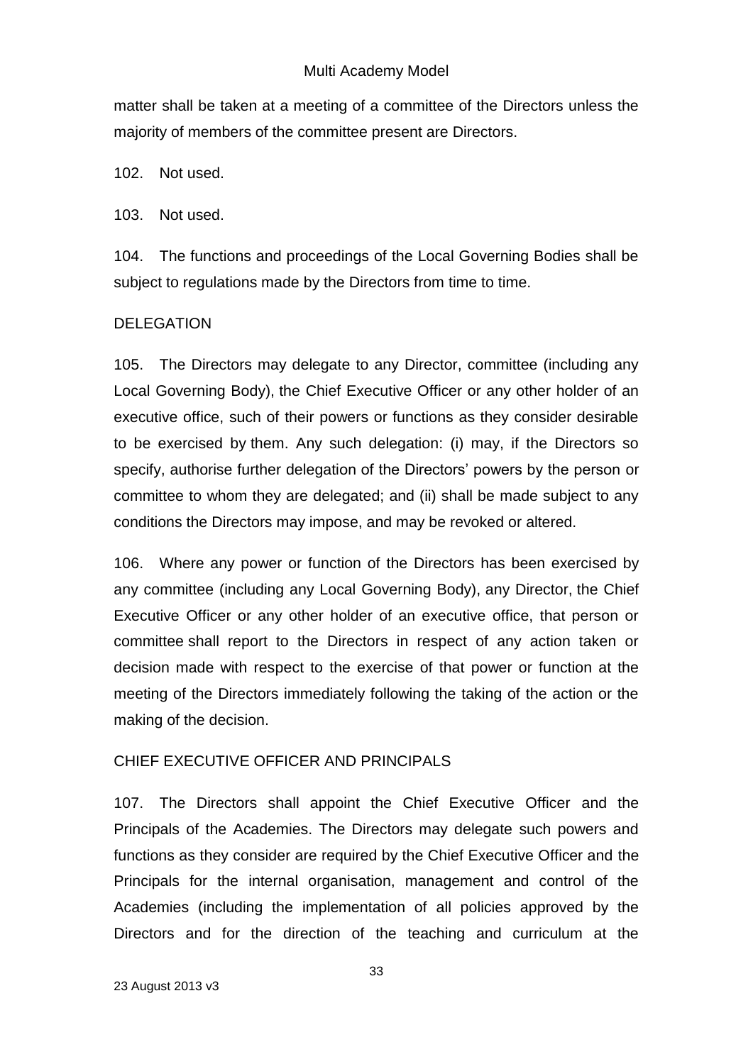matter shall be taken at a meeting of a committee of the Directors unless the majority of members of the committee present are Directors.

102. Not used.

103. Not used.

104. The functions and proceedings of the Local Governing Bodies shall be subject to regulations made by the Directors from time to time.

## DELEGATION

105. The Directors may delegate to any Director, committee (including any Local Governing Body), the Chief Executive Officer or any other holder of an executive office, such of their powers or functions as they consider desirable to be exercised by them. Any such delegation: (i) may, if the Directors so specify, authorise further delegation of the Directors' powers by the person or committee to whom they are delegated; and (ii) shall be made subject to any conditions the Directors may impose, and may be revoked or altered.

106. Where any power or function of the Directors has been exercised by any committee (including any Local Governing Body), any Director, the Chief Executive Officer or any other holder of an executive office, that person or committee shall report to the Directors in respect of any action taken or decision made with respect to the exercise of that power or function at the meeting of the Directors immediately following the taking of the action or the making of the decision.

## CHIEF EXECUTIVE OFFICER AND PRINCIPALS

107. The Directors shall appoint the Chief Executive Officer and the Principals of the Academies. The Directors may delegate such powers and functions as they consider are required by the Chief Executive Officer and the Principals for the internal organisation, management and control of the Academies (including the implementation of all policies approved by the Directors and for the direction of the teaching and curriculum at the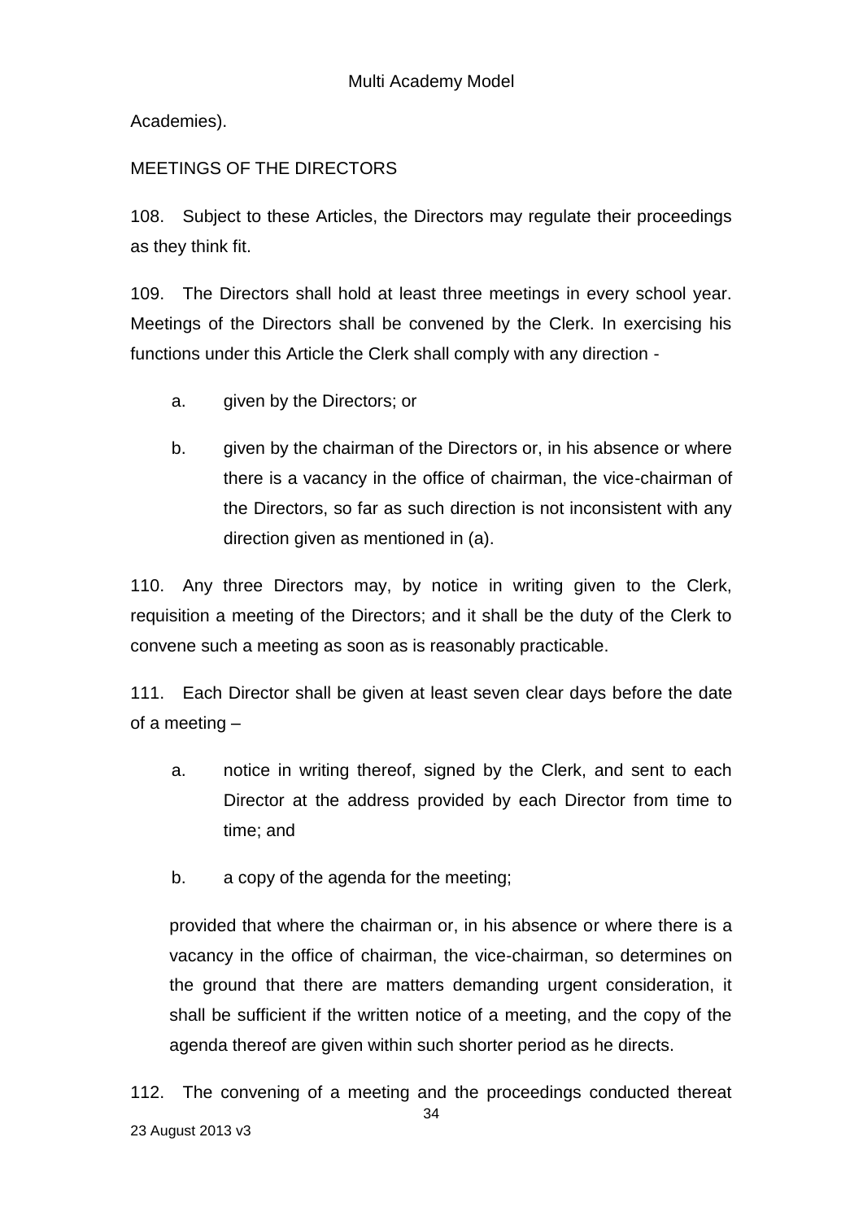Academies).

MEETINGS OF THE DIRECTORS

108. Subject to these Articles, the Directors may regulate their proceedings as they think fit.

109. The Directors shall hold at least three meetings in every school year. Meetings of the Directors shall be convened by the Clerk. In exercising his functions under this Article the Clerk shall comply with any direction -

a. given by the Directors; or

b. given by the chairman of the Directors or, in his absence or where there is a vacancy in the office of chairman, the vice-chairman of the Directors, so far as such direction is not inconsistent with any direction given as mentioned in (a).

110. Any three Directors may, by notice in writing given to the Clerk, requisition a meeting of the Directors; and it shall be the duty of the Clerk to convene such a meeting as soon as is reasonably practicable.

111. Each Director shall be given at least seven clear days before the date of a meeting –

a. notice in writing thereof, signed by the Clerk, and sent to each Director at the address provided by each Director from time to time; and

b. a copy of the agenda for the meeting;

provided that where the chairman or, in his absence or where there is a vacancy in the office of chairman, the vice-chairman, so determines on the ground that there are matters demanding urgent consideration, it shall be sufficient if the written notice of a meeting, and the copy of the agenda thereof are given within such shorter period as he directs.

112. The convening of a meeting and the proceedings conducted thereat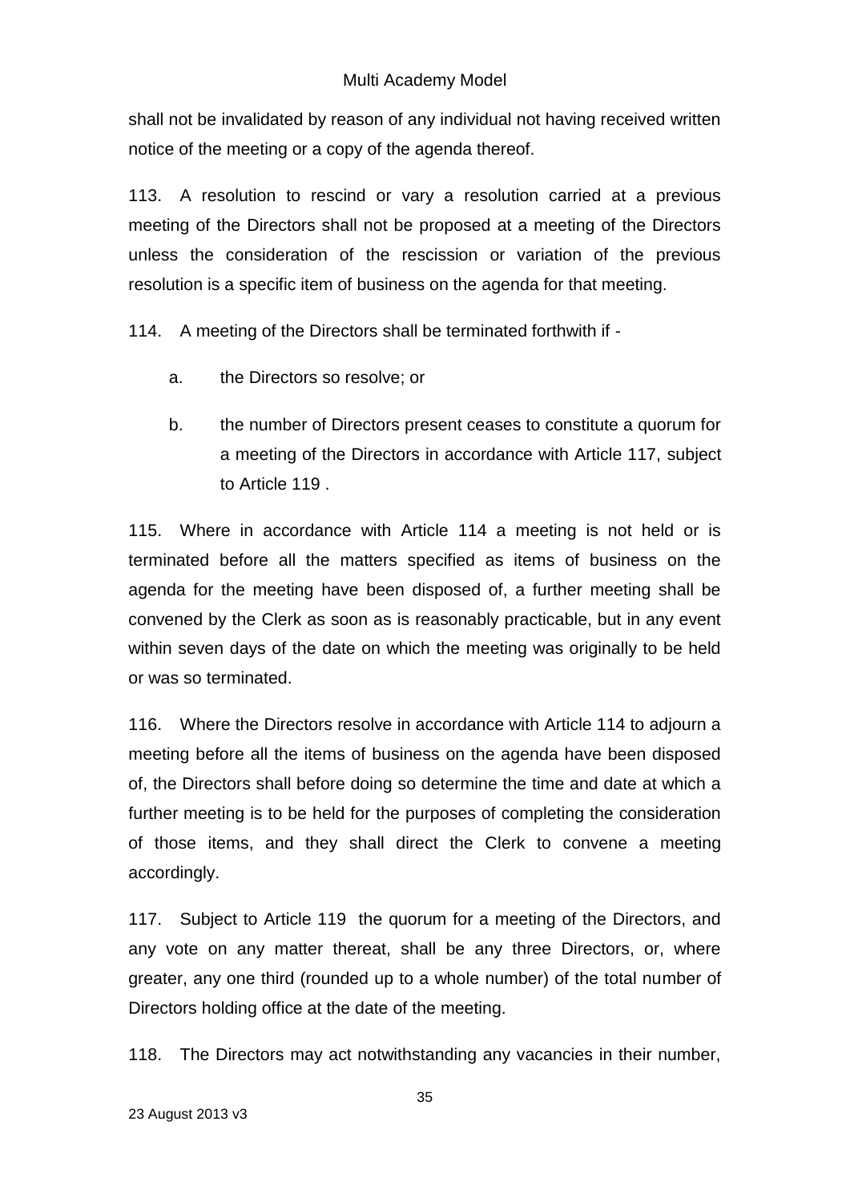shall not be invalidated by reason of any individual not having received written notice of the meeting or a copy of the agenda thereof.

113. A resolution to rescind or vary a resolution carried at a previous meeting of the Directors shall not be proposed at a meeting of the Directors unless the consideration of the rescission or variation of the previous resolution is a specific item of business on the agenda for that meeting.

114. A meeting of the Directors shall be terminated forthwith if -

a. the Directors so resolve; or

b. the number of Directors present ceases to constitute a quorum for a meeting of the Directors in accordance with Article 117, subject to Article 119 .

115. Where in accordance with Article 114 a meeting is not held or is terminated before all the matters specified as items of business on the agenda for the meeting have been disposed of, a further meeting shall be convened by the Clerk as soon as is reasonably practicable, but in any event within seven days of the date on which the meeting was originally to be held or was so terminated.

116. Where the Directors resolve in accordance with Article 114 to adjourn a meeting before all the items of business on the agenda have been disposed of, the Directors shall before doing so determine the time and date at which a further meeting is to be held for the purposes of completing the consideration of those items, and they shall direct the Clerk to convene a meeting accordingly.

117. Subject to Article 119 the quorum for a meeting of the Directors, and any vote on any matter thereat, shall be any three Directors, or, where greater, any one third (rounded up to a whole number) of the total number of Directors holding office at the date of the meeting.

118. The Directors may act notwithstanding any vacancies in their number,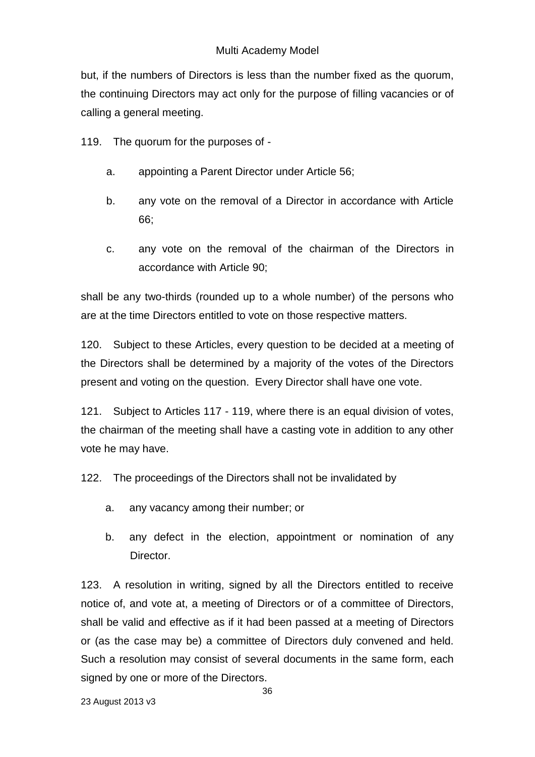but, if the numbers of Directors is less than the number fixed as the quorum, the continuing Directors may act only for the purpose of filling vacancies or of calling a general meeting.

119. The quorum for the purposes of -

   a. appointing a Parent Director under Article 56;

   b. any vote on the removal of a Director in accordance with Article 66;

   c. any vote on the removal of the chairman of the Directors in accordance with Article 90;

shall be any two-thirds (rounded up to a whole number) of the persons who are at the time Directors entitled to vote on those respective matters.

120. Subject to these Articles, every question to be decided at a meeting of the Directors shall be determined by a majority of the votes of the Directors present and voting on the question. Every Director shall have one vote.

121. Subject to Articles 117 - 119, where there is an equal division of votes, the chairman of the meeting shall have a casting vote in addition to any other vote he may have.

122. The proceedings of the Directors shall not be invalidated by

   a. any vacancy among their number; or

   b. any defect in the election, appointment or nomination of any Director.

123. A resolution in writing, signed by all the Directors entitled to receive notice of, and vote at, a meeting of Directors or of a committee of Directors, shall be valid and effective as if it had been passed at a meeting of Directors or (as the case may be) a committee of Directors duly convened and held. Such a resolution may consist of several documents in the same form, each signed by one or more of the Directors.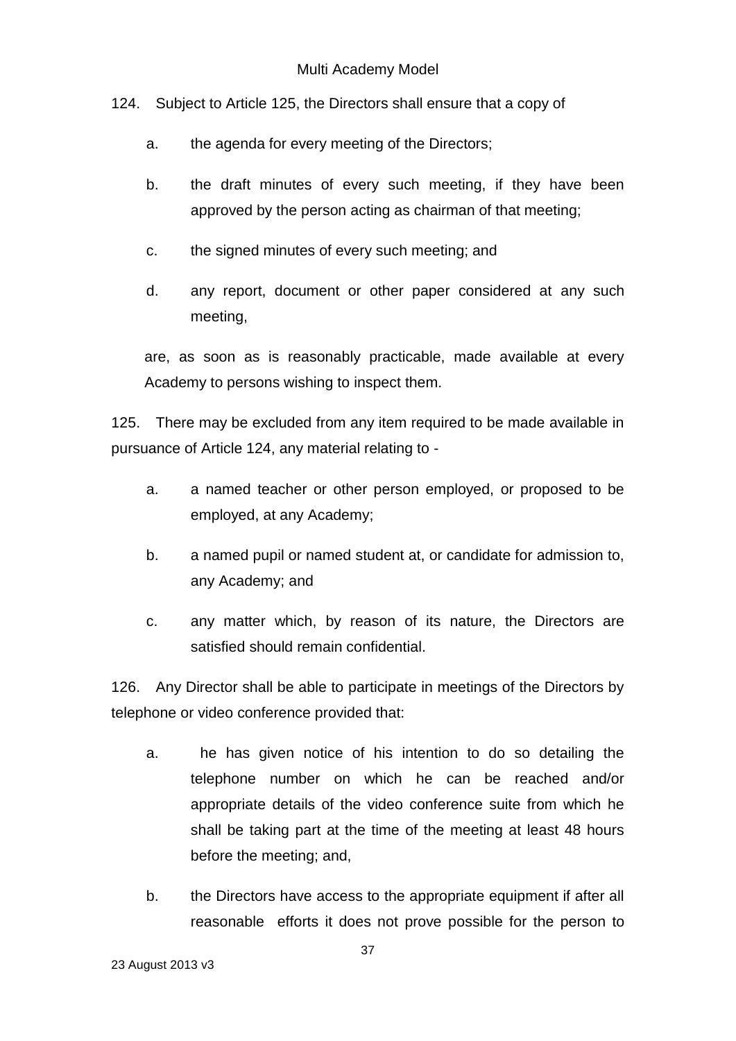124. Subject to Article 125, the Directors shall ensure that a copy of

a. the agenda for every meeting of the Directors;

b. the draft minutes of every such meeting, if they have been approved by the person acting as chairman of that meeting;

c. the signed minutes of every such meeting; and

d. any report, document or other paper considered at any such meeting,

are, as soon as is reasonably practicable, made available at every Academy to persons wishing to inspect them.

125. There may be excluded from any item required to be made available in pursuance of Article 124, any material relating to -

a. a named teacher or other person employed, or proposed to be employed, at any Academy;

b. a named pupil or named student at, or candidate for admission to, any Academy; and

c. any matter which, by reason of its nature, the Directors are satisfied should remain confidential.

126. Any Director shall be able to participate in meetings of the Directors by telephone or video conference provided that:

a. he has given notice of his intention to do so detailing the telephone number on which he can be reached and/or appropriate details of the video conference suite from which he shall be taking part at the time of the meeting at least 48 hours before the meeting; and,

b. the Directors have access to the appropriate equipment if after all reasonable efforts it does not prove possible for the person to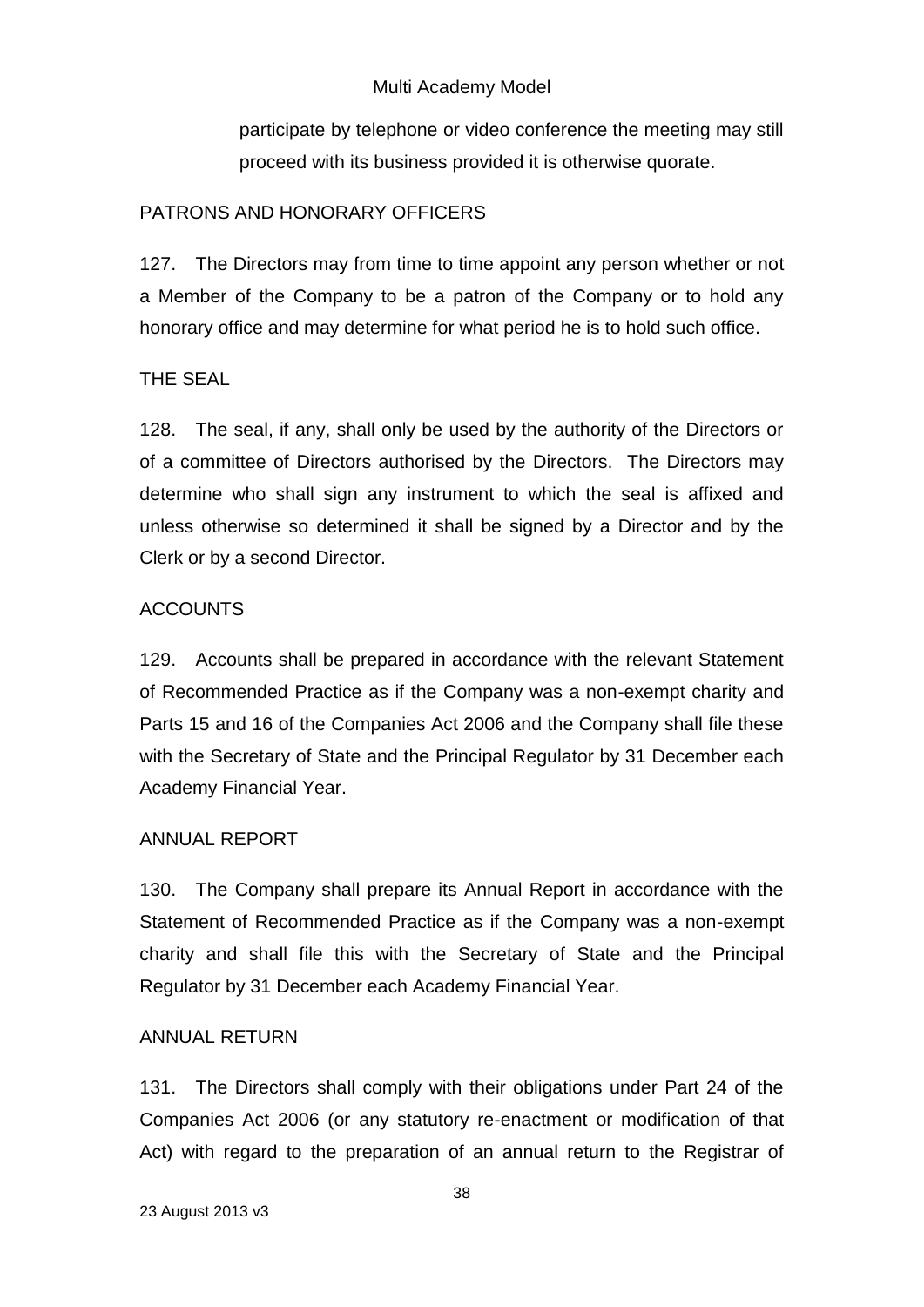participate by telephone or video conference the meeting may still proceed with its business provided it is otherwise quorate.

PATRONS AND HONORARY OFFICERS

127. The Directors may from time to time appoint any person whether or not a Member of the Company to be a patron of the Company or to hold any honorary office and may determine for what period he is to hold such office.

THE SEAL

128. The seal, if any, shall only be used by the authority of the Directors or of a committee of Directors authorised by the Directors. The Directors may determine who shall sign any instrument to which the seal is affixed and unless otherwise so determined it shall be signed by a Director and by the Clerk or by a second Director.

ACCOUNTS

129. Accounts shall be prepared in accordance with the relevant Statement of Recommended Practice as if the Company was a non-exempt charity and Parts 15 and 16 of the Companies Act 2006 and the Company shall file these with the Secretary of State and the Principal Regulator by 31 December each Academy Financial Year.

ANNUAL REPORT

130. The Company shall prepare its Annual Report in accordance with the Statement of Recommended Practice as if the Company was a non-exempt charity and shall file this with the Secretary of State and the Principal Regulator by 31 December each Academy Financial Year.

ANNUAL RETURN

131. The Directors shall comply with their obligations under Part 24 of the Companies Act 2006 (or any statutory re-enactment or modification of that Act) with regard to the preparation of an annual return to the Registrar of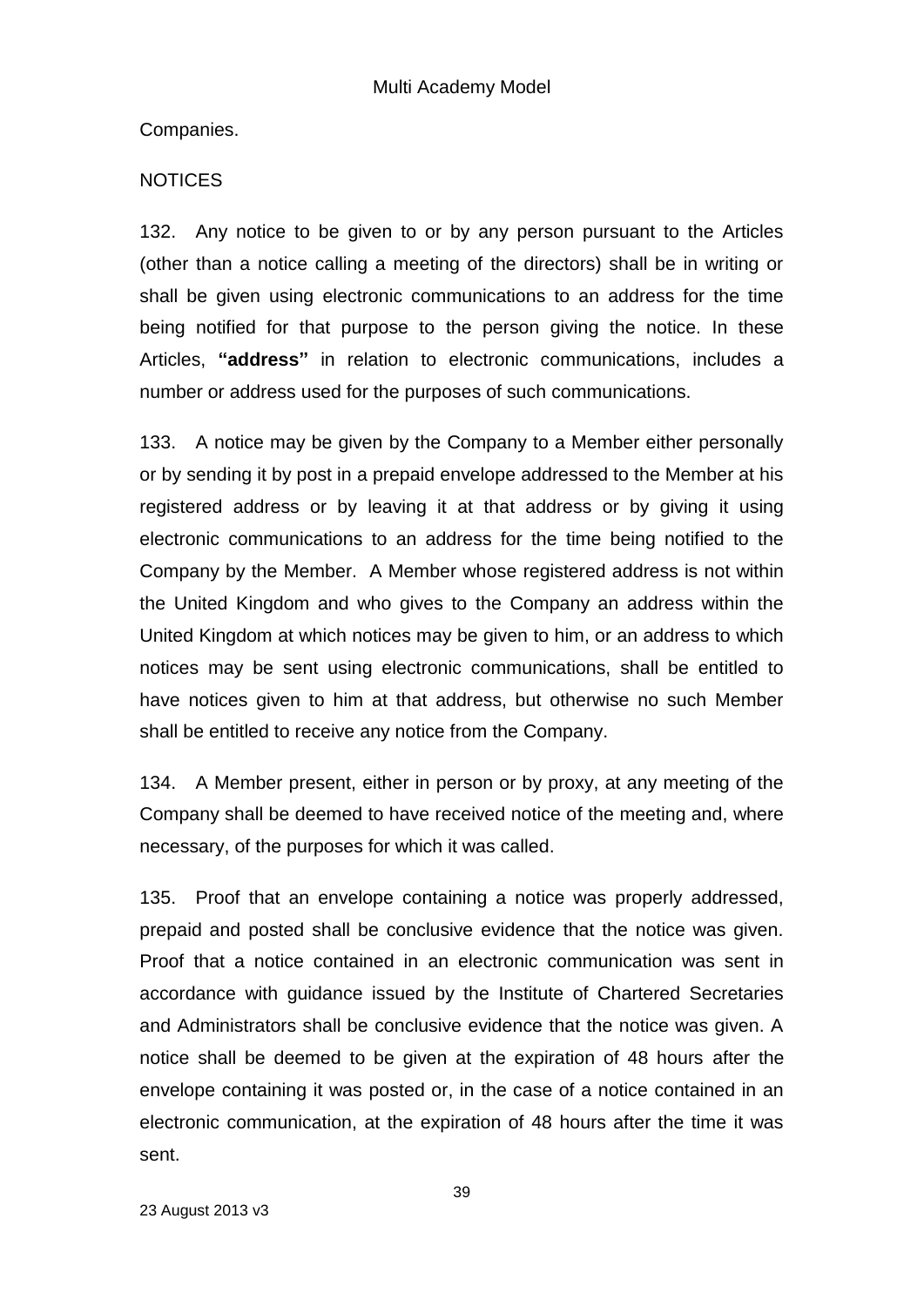Companies.

NOTICES

132. Any notice to be given to or by any person pursuant to the Articles (other than a notice calling a meeting of the directors) shall be in writing or shall be given using electronic communications to an address for the time being notified for that purpose to the person giving the notice. In these Articles, **"address"** in relation to electronic communications, includes a number or address used for the purposes of such communications.

133. A notice may be given by the Company to a Member either personally or by sending it by post in a prepaid envelope addressed to the Member at his registered address or by leaving it at that address or by giving it using electronic communications to an address for the time being notified to the Company by the Member. A Member whose registered address is not within the United Kingdom and who gives to the Company an address within the United Kingdom at which notices may be given to him, or an address to which notices may be sent using electronic communications, shall be entitled to have notices given to him at that address, but otherwise no such Member shall be entitled to receive any notice from the Company.

134. A Member present, either in person or by proxy, at any meeting of the Company shall be deemed to have received notice of the meeting and, where necessary, of the purposes for which it was called.

135. Proof that an envelope containing a notice was properly addressed, prepaid and posted shall be conclusive evidence that the notice was given. Proof that a notice contained in an electronic communication was sent in accordance with guidance issued by the Institute of Chartered Secretaries and Administrators shall be conclusive evidence that the notice was given. A notice shall be deemed to be given at the expiration of 48 hours after the envelope containing it was posted or, in the case of a notice contained in an electronic communication, at the expiration of 48 hours after the time it was sent.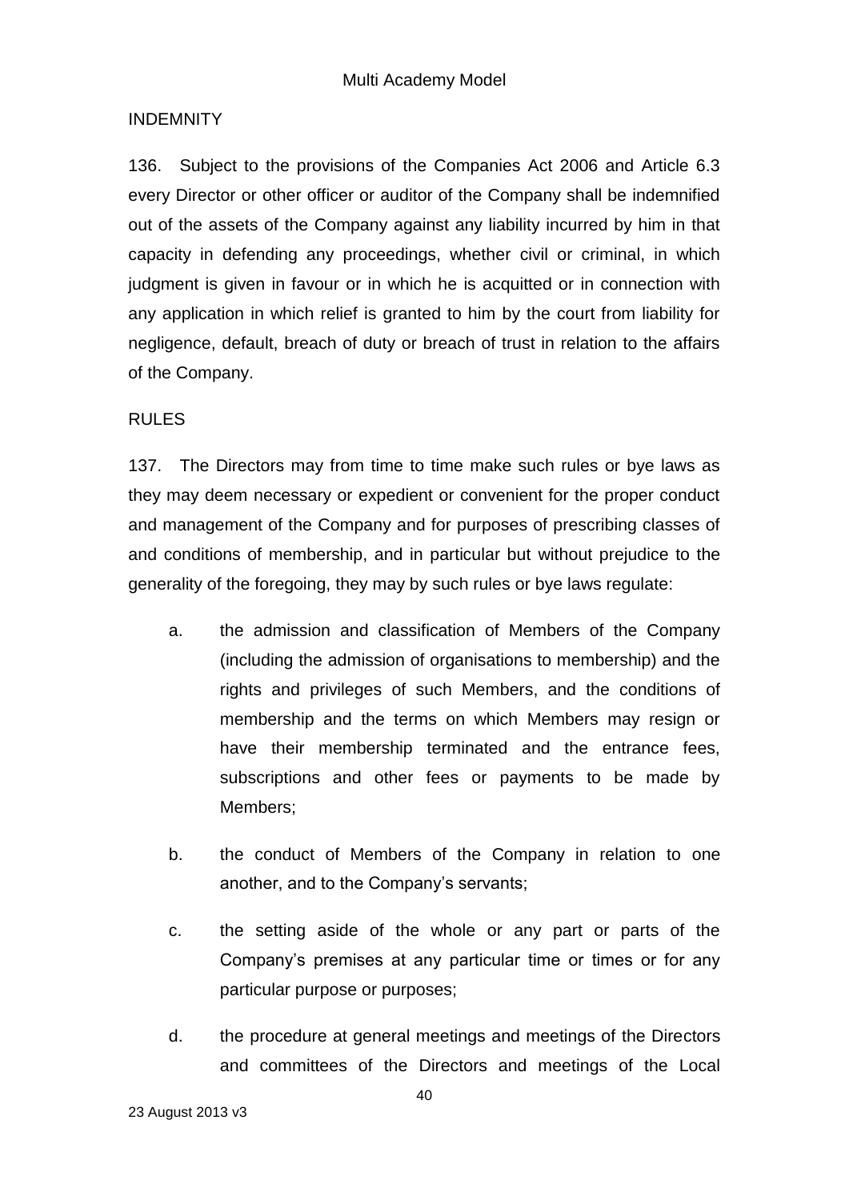## INDEMNITY

136. Subject to the provisions of the Companies Act 2006 and Article 6.3 every Director or other officer or auditor of the Company shall be indemnified out of the assets of the Company against any liability incurred by him in that capacity in defending any proceedings, whether civil or criminal, in which judgment is given in favour or in which he is acquitted or in connection with any application in which relief is granted to him by the court from liability for negligence, default, breach of duty or breach of trust in relation to the affairs of the Company.

## RULES

137. The Directors may from time to time make such rules or bye laws as they may deem necessary or expedient or convenient for the proper conduct and management of the Company and for purposes of prescribing classes of and conditions of membership, and in particular but without prejudice to the generality of the foregoing, they may by such rules or bye laws regulate:

a. the admission and classification of Members of the Company (including the admission of organisations to membership) and the rights and privileges of such Members, and the conditions of membership and the terms on which Members may resign or have their membership terminated and the entrance fees, subscriptions and other fees or payments to be made by Members;

b. the conduct of Members of the Company in relation to one another, and to the Company's servants;

c. the setting aside of the whole or any part or parts of the Company's premises at any particular time or times or for any particular purpose or purposes;

d. the procedure at general meetings and meetings of the Directors and committees of the Directors and meetings of the Local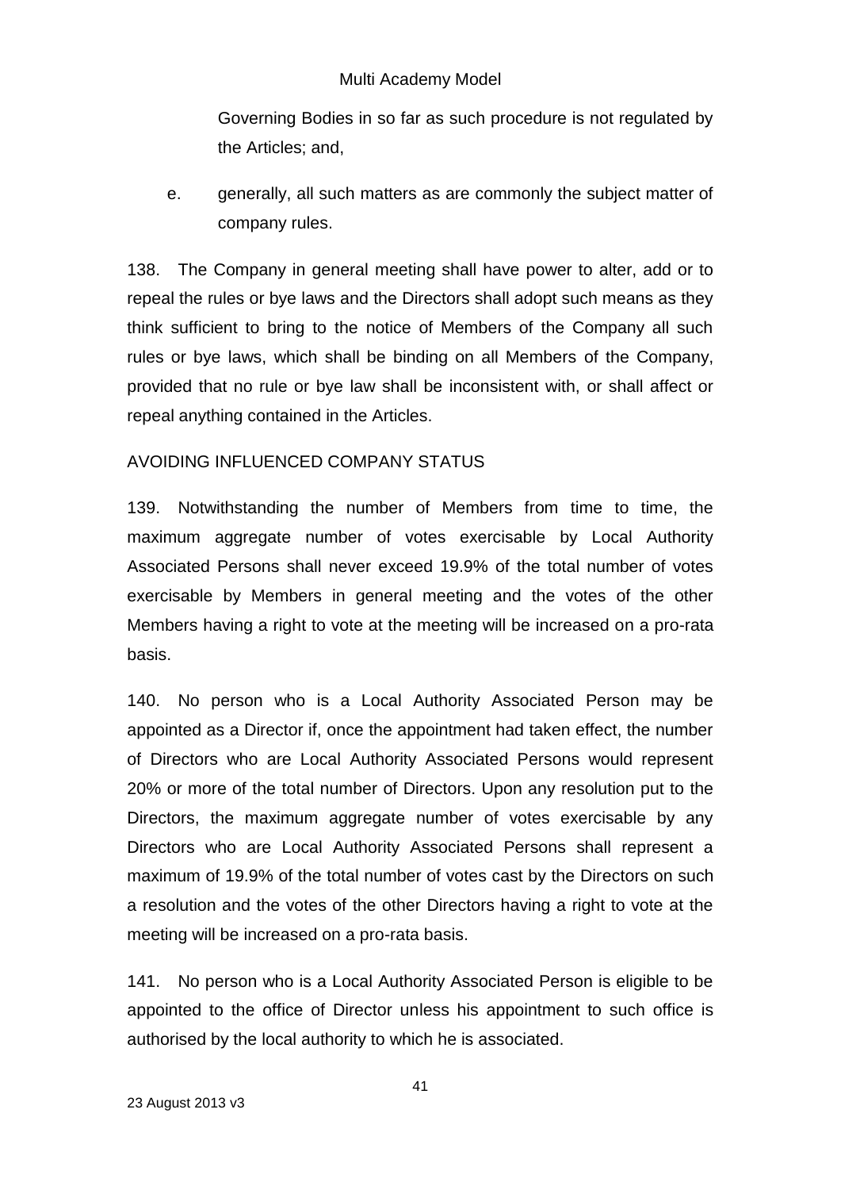Governing Bodies in so far as such procedure is not regulated by the Articles; and,

e. generally, all such matters as are commonly the subject matter of company rules.

138. The Company in general meeting shall have power to alter, add or to repeal the rules or bye laws and the Directors shall adopt such means as they think sufficient to bring to the notice of Members of the Company all such rules or bye laws, which shall be binding on all Members of the Company, provided that no rule or bye law shall be inconsistent with, or shall affect or repeal anything contained in the Articles.

AVOIDING INFLUENCED COMPANY STATUS

139. Notwithstanding the number of Members from time to time, the maximum aggregate number of votes exercisable by Local Authority Associated Persons shall never exceed 19.9% of the total number of votes exercisable by Members in general meeting and the votes of the other Members having a right to vote at the meeting will be increased on a pro-rata basis.

140. No person who is a Local Authority Associated Person may be appointed as a Director if, once the appointment had taken effect, the number of Directors who are Local Authority Associated Persons would represent 20% or more of the total number of Directors. Upon any resolution put to the Directors, the maximum aggregate number of votes exercisable by any Directors who are Local Authority Associated Persons shall represent a maximum of 19.9% of the total number of votes cast by the Directors on such a resolution and the votes of the other Directors having a right to vote at the meeting will be increased on a pro-rata basis.

141. No person who is a Local Authority Associated Person is eligible to be appointed to the office of Director unless his appointment to such office is authorised by the local authority to which he is associated.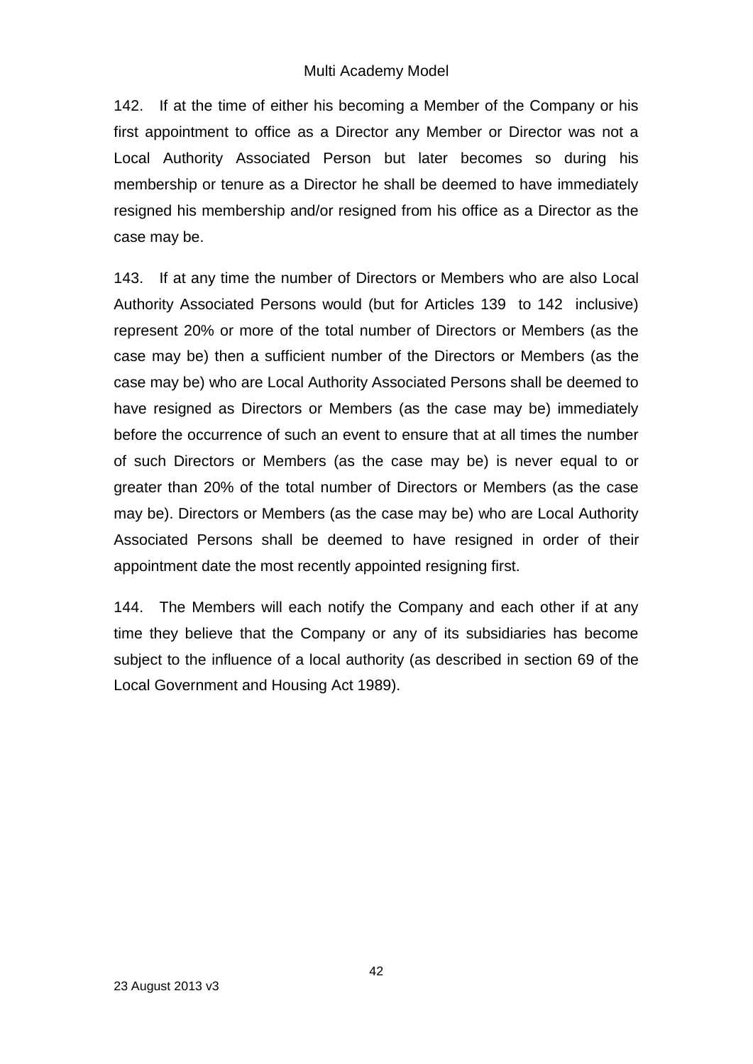142. If at the time of either his becoming a Member of the Company or his first appointment to office as a Director any Member or Director was not a Local Authority Associated Person but later becomes so during his membership or tenure as a Director he shall be deemed to have immediately resigned his membership and/or resigned from his office as a Director as the case may be.

143. If at any time the number of Directors or Members who are also Local Authority Associated Persons would (but for Articles 139 to 142 inclusive) represent 20% or more of the total number of Directors or Members (as the case may be) then a sufficient number of the Directors or Members (as the case may be) who are Local Authority Associated Persons shall be deemed to have resigned as Directors or Members (as the case may be) immediately before the occurrence of such an event to ensure that at all times the number of such Directors or Members (as the case may be) is never equal to or greater than 20% of the total number of Directors or Members (as the case may be). Directors or Members (as the case may be) who are Local Authority Associated Persons shall be deemed to have resigned in order of their appointment date the most recently appointed resigning first.

144. The Members will each notify the Company and each other if at any time they believe that the Company or any of its subsidiaries has become subject to the influence of a local authority (as described in section 69 of the Local Government and Housing Act 1989).